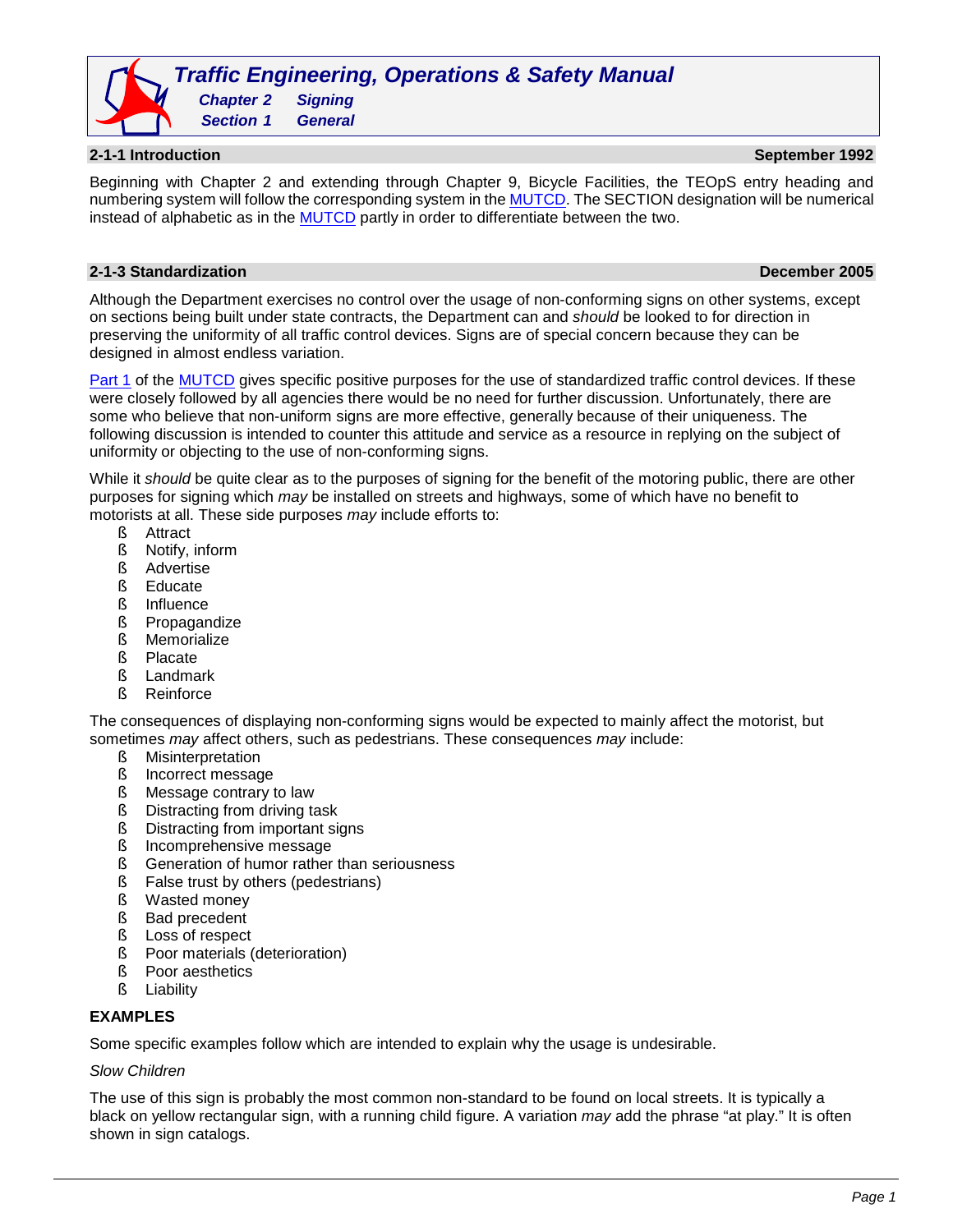# Traffic Engineering, Operations & Safety Manual

**Chapter 2 Signing**
**Section 1 General**

## 2-1-1 Introduction — September 1992

Beginning with Chapter 2 and extending through Chapter 9, Bicycle Facilities, the TEOpS entry heading and numbering system will follow the corresponding system in the MUTCD. The SECTION designation will be numerical instead of alphabetic as in the MUTCD partly in order to differentiate between the two.

## 2-1-3 Standardization — December 2005

Although the Department exercises no control over the usage of non-conforming signs on other systems, except on sections being built under state contracts, the Department can and *should* be looked to for direction in preserving the uniformity of all traffic control devices. Signs are of special concern because they can be designed in almost endless variation.

Part 1 of the MUTCD gives specific positive purposes for the use of standardized traffic control devices. If these were closely followed by all agencies there would be no need for further discussion. Unfortunately, there are some who believe that non-uniform signs are more effective, generally because of their uniqueness. The following discussion is intended to counter this attitude and service as a resource in replying on the subject of uniformity or objecting to the use of non-conforming signs.

While it *should* be quite clear as to the purposes of signing for the benefit of the motoring public, there are other purposes for signing which *may* be installed on streets and highways, some of which have no benefit to motorists at all. These side purposes *may* include efforts to:

- Attract
- Notify, inform
- Advertise
- Educate
- Influence
- Propagandize
- Memorialize
- Placate
- Landmark
- Reinforce

The consequences of displaying non-conforming signs would be expected to mainly affect the motorist, but sometimes *may* affect others, such as pedestrians. These consequences *may* include:

- Misinterpretation
- Incorrect message
- Message contrary to law
- Distracting from driving task
- Distracting from important signs
- Incomprehensive message
- Generation of humor rather than seriousness
- False trust by others (pedestrians)
- Wasted money
- Bad precedent
- Loss of respect
- Poor materials (deterioration)
- Poor aesthetics
- Liability

**EXAMPLES**

Some specific examples follow which are intended to explain why the usage is undesirable.

*Slow Children*

The use of this sign is probably the most common non-standard to be found on local streets. It is typically a black on yellow rectangular sign, with a running child figure. A variation *may* add the phrase "at play." It is often shown in sign catalogs.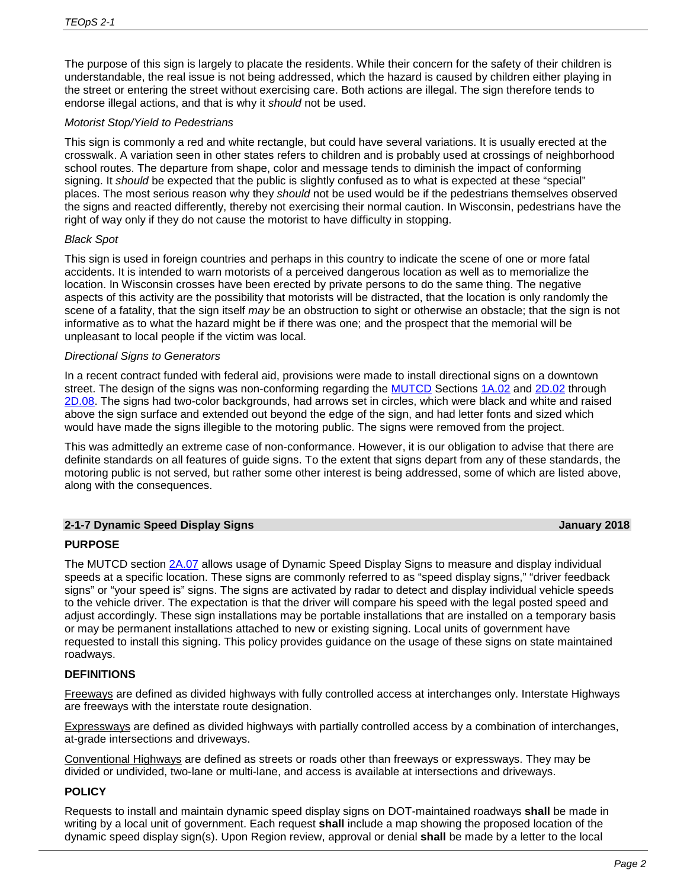The purpose of this sign is largely to placate the residents. While their concern for the safety of their children is understandable, the real issue is not being addressed, which the hazard is caused by children either playing in the street or entering the street without exercising care. Both actions are illegal. The sign therefore tends to endorse illegal actions, and that is why it *should* not be used.

*Motorist Stop/Yield to Pedestrians*

This sign is commonly a red and white rectangle, but could have several variations. It is usually erected at the crosswalk. A variation seen in other states refers to children and is probably used at crossings of neighborhood school routes. The departure from shape, color and message tends to diminish the impact of conforming signing. It *should* be expected that the public is slightly confused as to what is expected at these "special" places. The most serious reason why they *should* not be used would be if the pedestrians themselves observed the signs and reacted differently, thereby not exercising their normal caution. In Wisconsin, pedestrians have the right of way only if they do not cause the motorist to have difficulty in stopping.

*Black Spot*

This sign is used in foreign countries and perhaps in this country to indicate the scene of one or more fatal accidents. It is intended to warn motorists of a perceived dangerous location as well as to memorialize the location. In Wisconsin crosses have been erected by private persons to do the same thing. The negative aspects of this activity are the possibility that motorists will be distracted, that the location is only randomly the scene of a fatality, that the sign itself *may* be an obstruction to sight or otherwise an obstacle; that the sign is not informative as to what the hazard might be if there was one; and the prospect that the memorial will be unpleasant to local people if the victim was local.

*Directional Signs to Generators*

In a recent contract funded with federal aid, provisions were made to install directional signs on a downtown street. The design of the signs was non-conforming regarding the MUTCD Sections 1A.02 and 2D.02 through 2D.08. The signs had two-color backgrounds, had arrows set in circles, which were black and white and raised above the sign surface and extended out beyond the edge of the sign, and had letter fonts and sized which would have made the signs illegible to the motoring public. The signs were removed from the project.

This was admittedly an extreme case of non-conformance. However, it is our obligation to advise that there are definite standards on all features of guide signs. To the extent that signs depart from any of these standards, the motoring public is not served, but rather some other interest is being addressed, some of which are listed above, along with the consequences.

## 2-1-7 Dynamic Speed Display Signs — January 2018

### PURPOSE

The MUTCD section 2A.07 allows usage of Dynamic Speed Display Signs to measure and display individual speeds at a specific location. These signs are commonly referred to as "speed display signs," "driver feedback signs" or "your speed is" signs. The signs are activated by radar to detect and display individual vehicle speeds to the vehicle driver. The expectation is that the driver will compare his speed with the legal posted speed and adjust accordingly. These sign installations may be portable installations that are installed on a temporary basis or may be permanent installations attached to new or existing signing. Local units of government have requested to install this signing. This policy provides guidance on the usage of these signs on state maintained roadways.

### DEFINITIONS

Freeways are defined as divided highways with fully controlled access at interchanges only. Interstate Highways are freeways with the interstate route designation.

Expressways are defined as divided highways with partially controlled access by a combination of interchanges, at-grade intersections and driveways.

Conventional Highways are defined as streets or roads other than freeways or expressways. They may be divided or undivided, two-lane or multi-lane, and access is available at intersections and driveways.

### POLICY

Requests to install and maintain dynamic speed display signs on DOT-maintained roadways **shall** be made in writing by a local unit of government. Each request **shall** include a map showing the proposed location of the dynamic speed display sign(s). Upon Region review, approval or denial **shall** be made by a letter to the local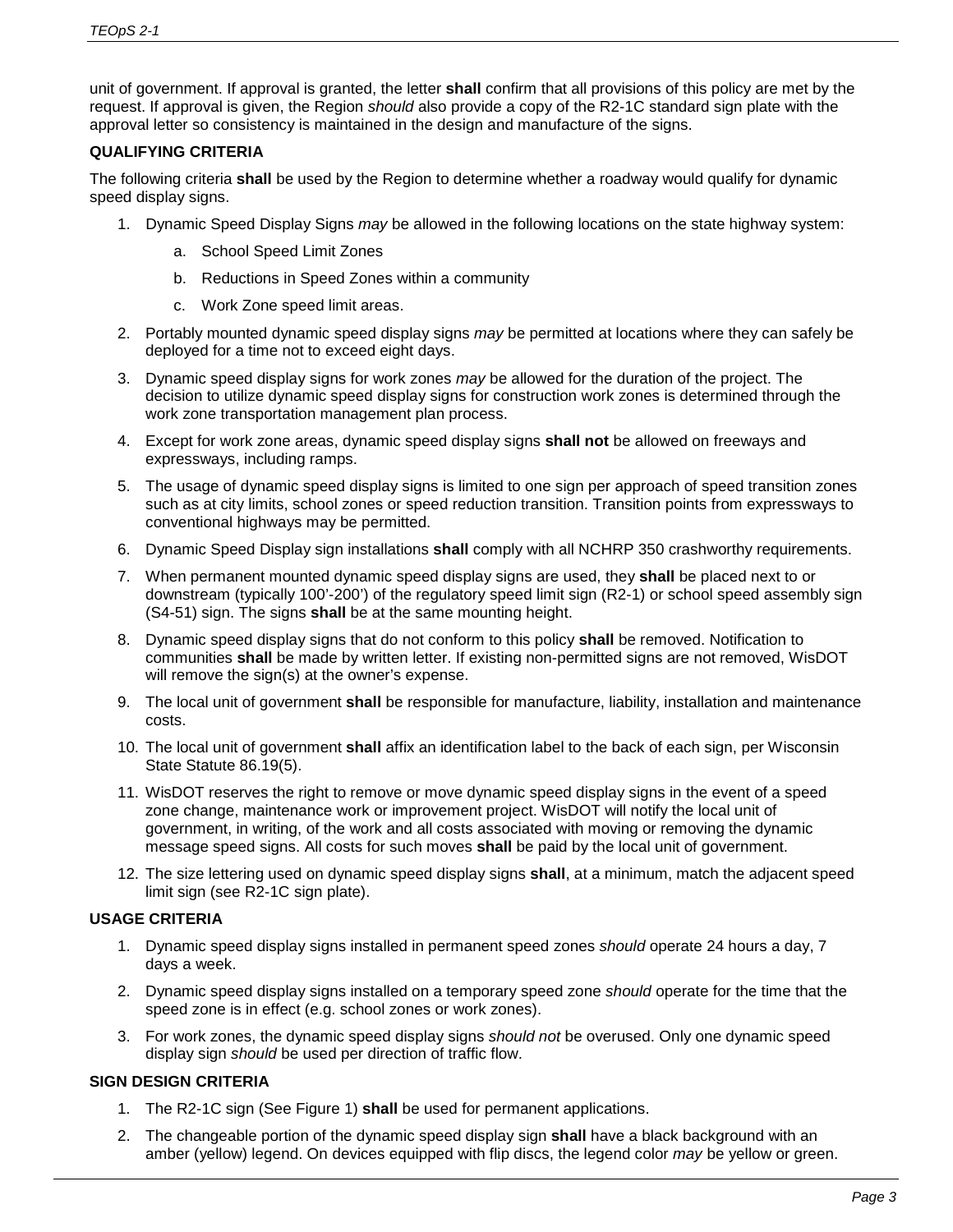unit of government. If approval is granted, the letter **shall** confirm that all provisions of this policy are met by the request. If approval is given, the Region *should* also provide a copy of the R2-1C standard sign plate with the approval letter so consistency is maintained in the design and manufacture of the signs.

### QUALIFYING CRITERIA

The following criteria **shall** be used by the Region to determine whether a roadway would qualify for dynamic speed display signs.

1. Dynamic Speed Display Signs *may* be allowed in the following locations on the state highway system:
    a. School Speed Limit Zones
    b. Reductions in Speed Zones within a community
    c. Work Zone speed limit areas.
2. Portably mounted dynamic speed display signs *may* be permitted at locations where they can safely be deployed for a time not to exceed eight days.
3. Dynamic speed display signs for work zones *may* be allowed for the duration of the project. The decision to utilize dynamic speed display signs for construction work zones is determined through the work zone transportation management plan process.
4. Except for work zone areas, dynamic speed display signs **shall not** be allowed on freeways and expressways, including ramps.
5. The usage of dynamic speed display signs is limited to one sign per approach of speed transition zones such as at city limits, school zones or speed reduction transition. Transition points from expressways to conventional highways may be permitted.
6. Dynamic Speed Display sign installations **shall** comply with all NCHRP 350 crashworthy requirements.
7. When permanent mounted dynamic speed display signs are used, they **shall** be placed next to or downstream (typically 100'-200') of the regulatory speed limit sign (R2-1) or school speed assembly sign (S4-51) sign. The signs **shall** be at the same mounting height.
8. Dynamic speed display signs that do not conform to this policy **shall** be removed. Notification to communities **shall** be made by written letter. If existing non-permitted signs are not removed, WisDOT will remove the sign(s) at the owner's expense.
9. The local unit of government **shall** be responsible for manufacture, liability, installation and maintenance costs.
10. The local unit of government **shall** affix an identification label to the back of each sign, per Wisconsin State Statute 86.19(5).
11. WisDOT reserves the right to remove or move dynamic speed display signs in the event of a speed zone change, maintenance work or improvement project. WisDOT will notify the local unit of government, in writing, of the work and all costs associated with moving or removing the dynamic message speed signs. All costs for such moves **shall** be paid by the local unit of government.
12. The size lettering used on dynamic speed display signs **shall**, at a minimum, match the adjacent speed limit sign (see R2-1C sign plate).

### USAGE CRITERIA

1. Dynamic speed display signs installed in permanent speed zones *should* operate 24 hours a day, 7 days a week.
2. Dynamic speed display signs installed on a temporary speed zone *should* operate for the time that the speed zone is in effect (e.g. school zones or work zones).
3. For work zones, the dynamic speed display signs *should not* be overused. Only one dynamic speed display sign *should* be used per direction of traffic flow.

### SIGN DESIGN CRITERIA

1. The R2-1C sign (See Figure 1) **shall** be used for permanent applications.
2. The changeable portion of the dynamic speed display sign **shall** have a black background with an amber (yellow) legend. On devices equipped with flip discs, the legend color *may* be yellow or green.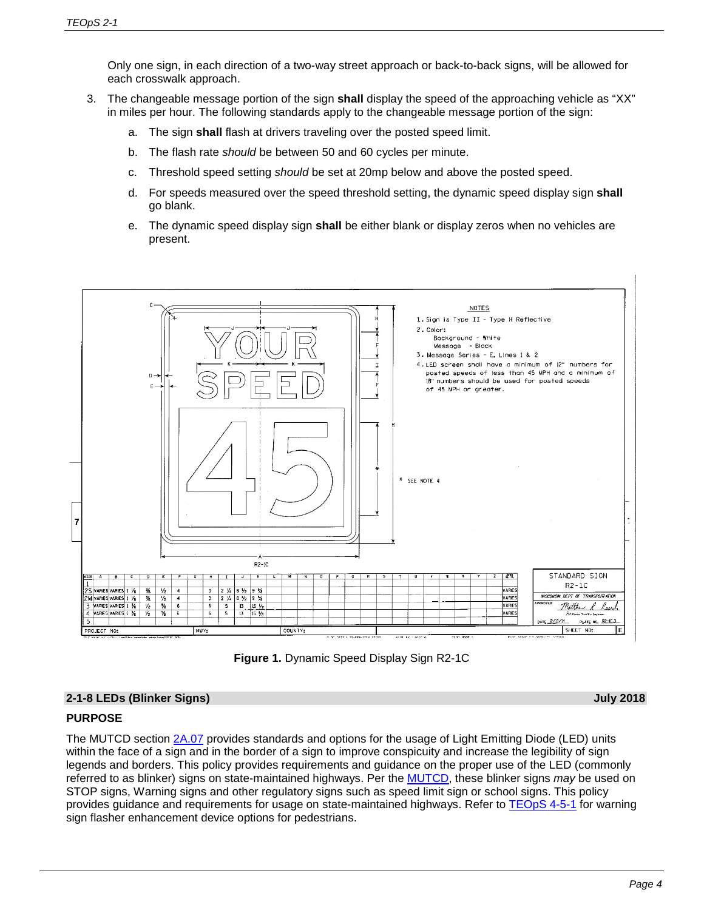Only one sign, in each direction of a two-way street approach or back-to-back signs, will be allowed for each crosswalk approach.

3. The changeable message portion of the sign **shall** display the speed of the approaching vehicle as "XX" in miles per hour. The following standards apply to the changeable message portion of the sign:

   a. The sign **shall** flash at drivers traveling over the posted speed limit.

   b. The flash rate *should* be between 50 and 60 cycles per minute.

   c. Threshold speed setting *should* be set at 20mp below and above the posted speed.

   d. For speeds measured over the speed threshold setting, the dynamic speed display sign **shall** go blank.

   e. The dynamic speed display sign **shall** be either blank or display zeros when no vehicles are present.

**Figure 1.** Dynamic Speed Display Sign R2-1C

## 2-1-8 LEDs (Blinker Signs) July 2018

### PURPOSE

The MUTCD section 2A.07 provides standards and options for the usage of Light Emitting Diode (LED) units within the face of a sign and in the border of a sign to improve conspicuity and increase the legibility of sign legends and borders. This policy provides requirements and guidance on the proper use of the LED (commonly referred to as blinker) signs on state-maintained highways. Per the MUTCD, these blinker signs *may* be used on STOP signs, Warning signs and other regulatory signs such as speed limit sign or school signs. This policy provides guidance and requirements for usage on state-maintained highways. Refer to TEOpS 4-5-1 for warning sign flasher enhancement device options for pedestrians.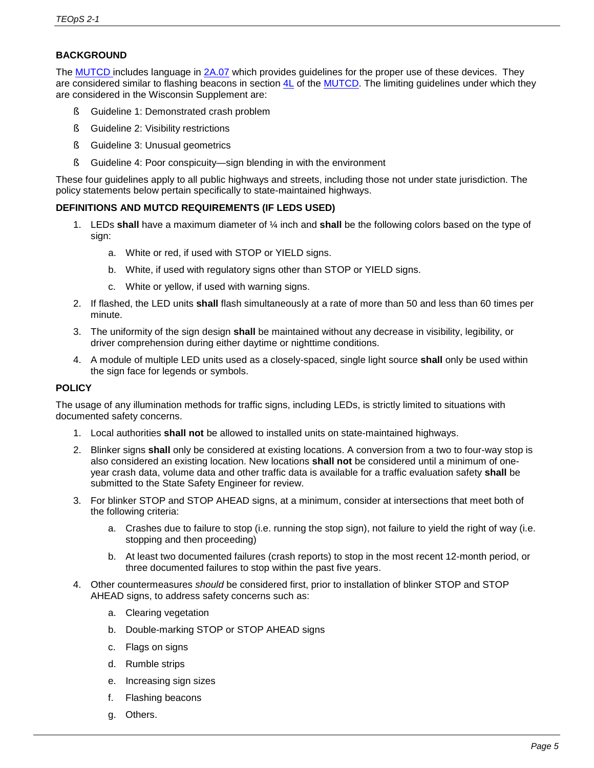## BACKGROUND

The MUTCD includes language in 2A.07 which provides guidelines for the proper use of these devices. They are considered similar to flashing beacons in section 4L of the MUTCD. The limiting guidelines under which they are considered in the Wisconsin Supplement are:

- Guideline 1: Demonstrated crash problem
- Guideline 2: Visibility restrictions
- Guideline 3: Unusual geometrics
- Guideline 4: Poor conspicuity—sign blending in with the environment

These four guidelines apply to all public highways and streets, including those not under state jurisdiction. The policy statements below pertain specifically to state-maintained highways.

## DEFINITIONS AND MUTCD REQUIREMENTS (IF LEDS USED)

1. LEDs **shall** have a maximum diameter of ¼ inch and **shall** be the following colors based on the type of sign:
   a. White or red, if used with STOP or YIELD signs.
   b. White, if used with regulatory signs other than STOP or YIELD signs.
   c. White or yellow, if used with warning signs.
2. If flashed, the LED units **shall** flash simultaneously at a rate of more than 50 and less than 60 times per minute.
3. The uniformity of the sign design **shall** be maintained without any decrease in visibility, legibility, or driver comprehension during either daytime or nighttime conditions.
4. A module of multiple LED units used as a closely-spaced, single light source **shall** only be used within the sign face for legends or symbols.

## POLICY

The usage of any illumination methods for traffic signs, including LEDs, is strictly limited to situations with documented safety concerns.

1. Local authorities **shall not** be allowed to installed units on state-maintained highways.
2. Blinker signs **shall** only be considered at existing locations. A conversion from a two to four-way stop is also considered an existing location. New locations **shall not** be considered until a minimum of one-year crash data, volume data and other traffic data is available for a traffic evaluation safety **shall** be submitted to the State Safety Engineer for review.
3. For blinker STOP and STOP AHEAD signs, at a minimum, consider at intersections that meet both of the following criteria:
   a. Crashes due to failure to stop (i.e. running the stop sign), not failure to yield the right of way (i.e. stopping and then proceeding)
   b. At least two documented failures (crash reports) to stop in the most recent 12-month period, or three documented failures to stop within the past five years.
4. Other countermeasures *should* be considered first, prior to installation of blinker STOP and STOP AHEAD signs, to address safety concerns such as:
   a. Clearing vegetation
   b. Double-marking STOP or STOP AHEAD signs
   c. Flags on signs
   d. Rumble strips
   e. Increasing sign sizes
   f. Flashing beacons
   g. Others.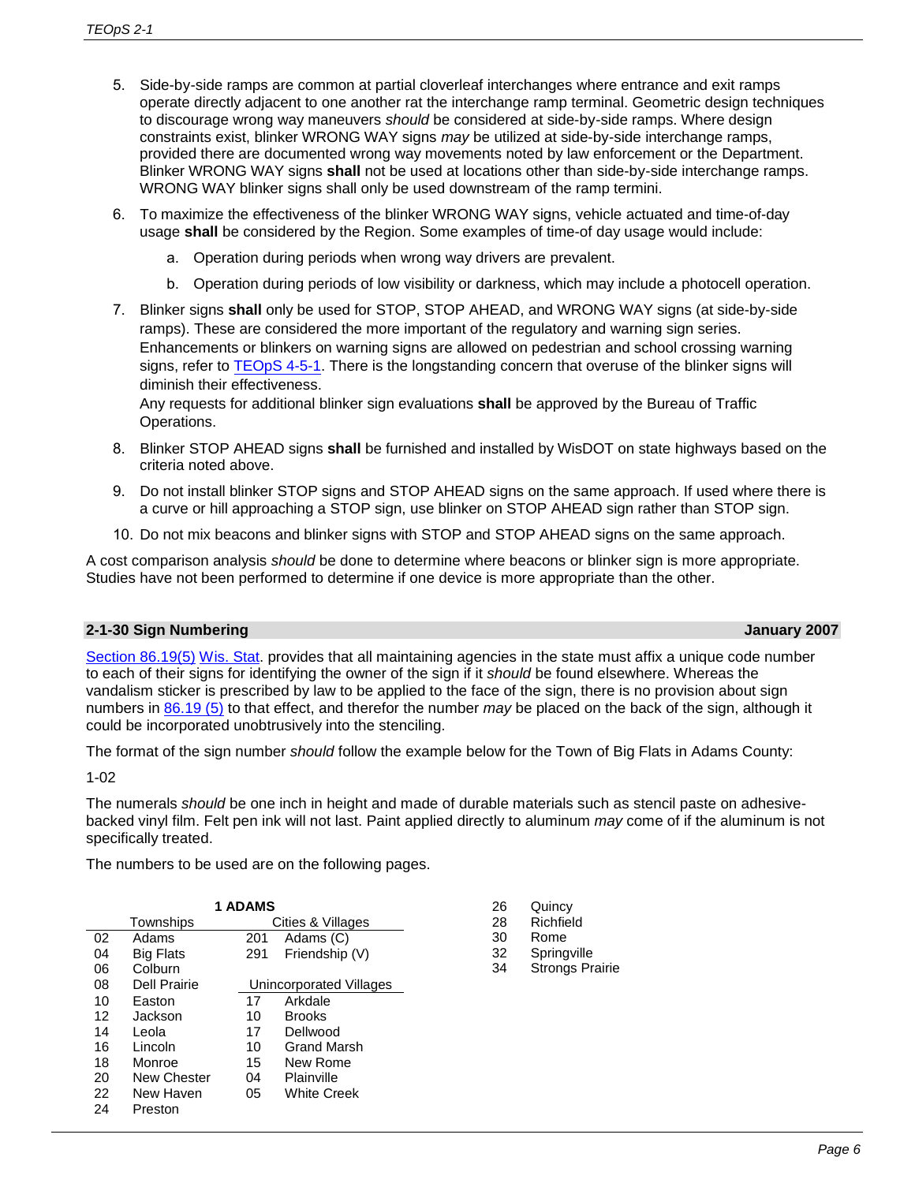5. Side-by-side ramps are common at partial cloverleaf interchanges where entrance and exit ramps operate directly adjacent to one another rat the interchange ramp terminal. Geometric design techniques to discourage wrong way maneuvers *should* be considered at side-by-side ramps. Where design constraints exist, blinker WRONG WAY signs *may* be utilized at side-by-side interchange ramps, provided there are documented wrong way movements noted by law enforcement or the Department. Blinker WRONG WAY signs **shall** not be used at locations other than side-by-side interchange ramps. WRONG WAY blinker signs shall only be used downstream of the ramp termini.

6. To maximize the effectiveness of the blinker WRONG WAY signs, vehicle actuated and time-of-day usage **shall** be considered by the Region. Some examples of time-of day usage would include:

   a. Operation during periods when wrong way drivers are prevalent.

   b. Operation during periods of low visibility or darkness, which may include a photocell operation.

7. Blinker signs **shall** only be used for STOP, STOP AHEAD, and WRONG WAY signs (at side-by-side ramps). These are considered the more important of the regulatory and warning sign series. Enhancements or blinkers on warning signs are allowed on pedestrian and school crossing warning signs, refer to TEOpS 4-5-1. There is the longstanding concern that overuse of the blinker signs will diminish their effectiveness.
   Any requests for additional blinker sign evaluations **shall** be approved by the Bureau of Traffic Operations.

8. Blinker STOP AHEAD signs **shall** be furnished and installed by WisDOT on state highways based on the criteria noted above.

9. Do not install blinker STOP signs and STOP AHEAD signs on the same approach. If used where there is a curve or hill approaching a STOP sign, use blinker on STOP AHEAD sign rather than STOP sign.

10. Do not mix beacons and blinker signs with STOP and STOP AHEAD signs on the same approach.

A cost comparison analysis *should* be done to determine where beacons or blinker sign is more appropriate. Studies have not been performed to determine if one device is more appropriate than the other.

## 2-1-30 Sign Numbering — January 2007

Section 86.19(5) Wis. Stat. provides that all maintaining agencies in the state must affix a unique code number to each of their signs for identifying the owner of the sign if it *should* be found elsewhere. Whereas the vandalism sticker is prescribed by law to be applied to the face of the sign, there is no provision about sign numbers in 86.19 (5) to that effect, and therefor the number *may* be placed on the back of the sign, although it could be incorporated unobtrusively into the stenciling.

The format of the sign number *should* follow the example below for the Town of Big Flats in Adams County:

1-02

The numerals *should* be one inch in height and made of durable materials such as stencil paste on adhesive-backed vinyl film. Felt pen ink will not last. Paint applied directly to aluminum *may* come of if the aluminum is not specifically treated.

The numbers to be used are on the following pages.

**1 ADAMS**

| | Townships | | Cities & Villages |
|---|---|---|---|
| 02 | Adams | 201 | Adams (C) |
| 04 | Big Flats | 291 | Friendship (V) |
| 06 | Colburn | | |
| 08 | Dell Prairie | | **Unincorporated Villages** |
| 10 | Easton | 17 | Arkdale |
| 12 | Jackson | 10 | Brooks |
| 14 | Leola | 17 | Dellwood |
| 16 | Lincoln | 10 | Grand Marsh |
| 18 | Monroe | 15 | New Rome |
| 20 | New Chester | 04 | Plainville |
| 22 | New Haven | 05 | White Creek |
| 24 | Preston | | |
| 26 | Quincy | | |
| 28 | Richfield | | |
| 30 | Rome | | |
| 32 | Springville | | |
| 34 | Strongs Prairie | | |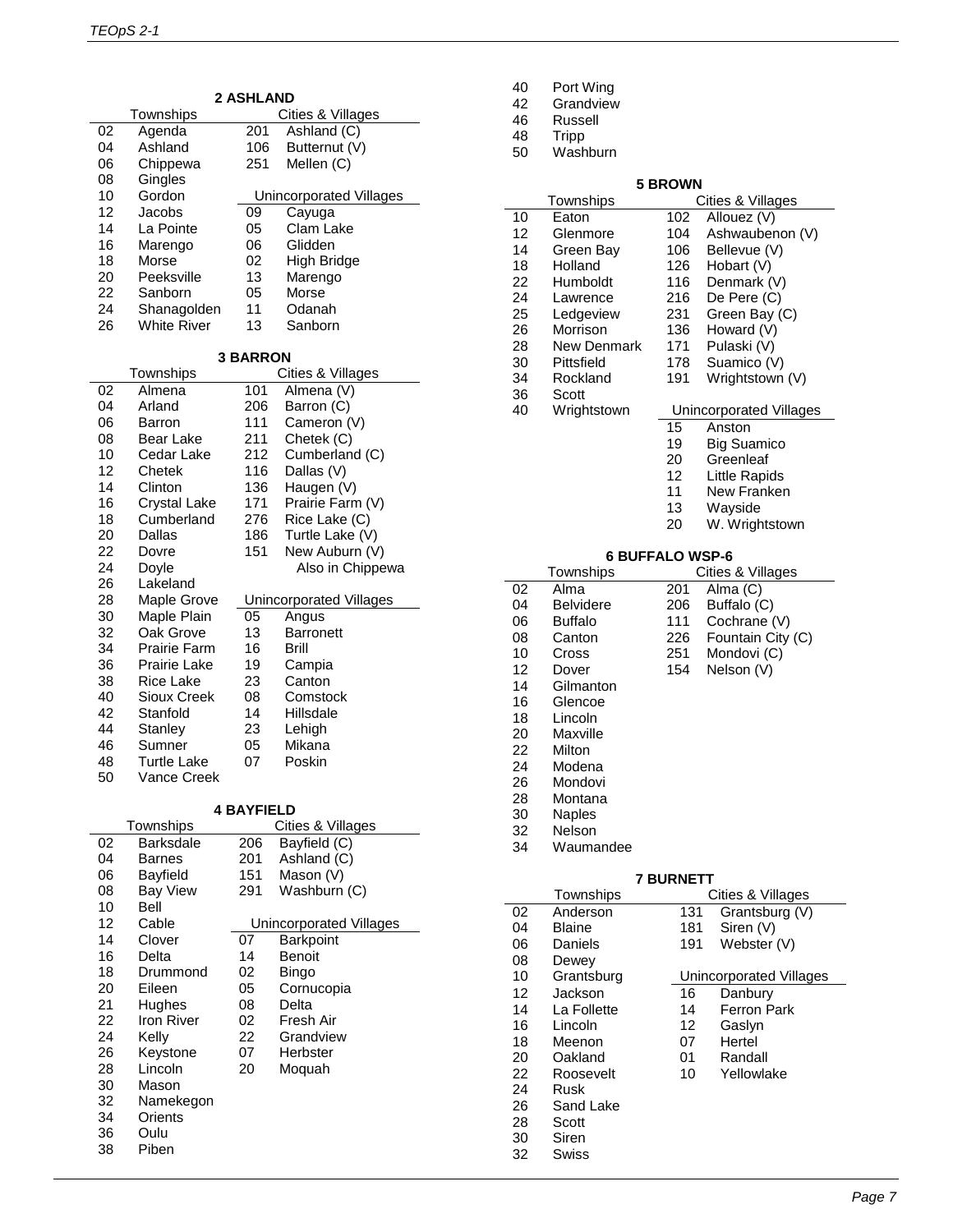### 2 ASHLAND

| Townships | | Cities & Villages | |
|---|---|---|---|
| 02 | Agenda | 201 | Ashland (C) |
| 04 | Ashland | 106 | Butternut (V) |
| 06 | Chippewa | 251 | Mellen (C) |
| 08 | Gingles | | |
| 10 | Gordon | | **Unincorporated Villages** |
| 12 | Jacobs | 09 | Cayuga |
| 14 | La Pointe | 05 | Clam Lake |
| 16 | Marengo | 06 | Glidden |
| 18 | Morse | 02 | High Bridge |
| 20 | Peeksville | 13 | Marengo |
| 22 | Sanborn | 05 | Morse |
| 24 | Shanagolden | 11 | Odanah |
| 26 | White River | 13 | Sanborn |

### 3 BARRON

| Townships | | Cities & Villages | |
|---|---|---|---|
| 02 | Almena | 101 | Almena (V) |
| 04 | Arland | 206 | Barron (C) |
| 06 | Barron | 111 | Cameron (V) |
| 08 | Bear Lake | 211 | Chetek (C) |
| 10 | Cedar Lake | 212 | Cumberland (C) |
| 12 | Chetek | 116 | Dallas (V) |
| 14 | Clinton | 136 | Haugen (V) |
| 16 | Crystal Lake | 171 | Prairie Farm (V) |
| 18 | Cumberland | 276 | Rice Lake (C) |
| 20 | Dallas | 186 | Turtle Lake (V) |
| 22 | Dovre | 151 | New Auburn (V) |
| 24 | Doyle | | Also in Chippewa |
| 26 | Lakeland | | |
| 28 | Maple Grove | | **Unincorporated Villages** |
| 30 | Maple Plain | 05 | Angus |
| 32 | Oak Grove | 13 | Barronett |
| 34 | Prairie Farm | 16 | Brill |
| 36 | Prairie Lake | 19 | Campia |
| 38 | Rice Lake | 23 | Canton |
| 40 | Sioux Creek | 08 | Comstock |
| 42 | Stanfold | 14 | Hillsdale |
| 44 | Stanley | 23 | Lehigh |
| 46 | Sumner | 05 | Mikana |
| 48 | Turtle Lake | 07 | Poskin |
| 50 | Vance Creek | | |

### 4 BAYFIELD

| Townships | | Cities & Villages | |
|---|---|---|---|
| 02 | Barksdale | 206 | Bayfield (C) |
| 04 | Barnes | 201 | Ashland (C) |
| 06 | Bayfield | 151 | Mason (V) |
| 08 | Bay View | 291 | Washburn (C) |
| 10 | Bell | | |
| 12 | Cable | | **Unincorporated Villages** |
| 14 | Clover | 07 | Barkpoint |
| 16 | Delta | 14 | Benoit |
| 18 | Drummond | 02 | Bingo |
| 20 | Eileen | 05 | Cornucopia |
| 21 | Hughes | 08 | Delta |
| 22 | Iron River | 02 | Fresh Air |
| 24 | Kelly | 22 | Grandview |
| 26 | Keystone | 07 | Herbster |
| 28 | Lincoln | 20 | Moquah |
| 30 | Mason | | |
| 32 | Namekegon | | |
| 34 | Orients | | |
| 36 | Oulu | | |
| 38 | Piben | | |
| 40 | Port Wing | | |
| 42 | Grandview | | |
| 46 | Russell | | |
| 48 | Tripp | | |
| 50 | Washburn | | |

### 5 BROWN

| Townships | | Cities & Villages | |
|---|---|---|---|
| 10 | Eaton | 102 | Allouez (V) |
| 12 | Glenmore | 104 | Ashwaubenon (V) |
| 14 | Green Bay | 106 | Bellevue (V) |
| 18 | Holland | 126 | Hobart (V) |
| 22 | Humboldt | 116 | Denmark (V) |
| 24 | Lawrence | 216 | De Pere (C) |
| 25 | Ledgeview | 231 | Green Bay (C) |
| 26 | Morrison | 136 | Howard (V) |
| 28 | New Denmark | 171 | Pulaski (V) |
| 30 | Pittsfield | 178 | Suamico (V) |
| 34 | Rockland | 191 | Wrightstown (V) |
| 36 | Scott | | |
| 40 | Wrightstown | | **Unincorporated Villages** |
| | | 15 | Anston |
| | | 19 | Big Suamico |
| | | 20 | Greenleaf |
| | | 12 | Little Rapids |
| | | 11 | New Franken |
| | | 13 | Wayside |
| | | 20 | W. Wrightstown |

### 6 BUFFALO WSP-6

| Townships | | Cities & Villages | |
|---|---|---|---|
| 02 | Alma | 201 | Alma (C) |
| 04 | Belvidere | 206 | Buffalo (C) |
| 06 | Buffalo | 111 | Cochrane (V) |
| 08 | Canton | 226 | Fountain City (C) |
| 10 | Cross | 251 | Mondovi (C) |
| 12 | Dover | 154 | Nelson (V) |
| 14 | Gilmanton | | |
| 16 | Glencoe | | |
| 18 | Lincoln | | |
| 20 | Maxville | | |
| 22 | Milton | | |
| 24 | Modena | | |
| 26 | Mondovi | | |
| 28 | Montana | | |
| 30 | Naples | | |
| 32 | Nelson | | |
| 34 | Waumandee | | |

### 7 BURNETT

| Townships | | Cities & Villages | |
|---|---|---|---|
| 02 | Anderson | 131 | Grantsburg (V) |
| 04 | Blaine | 181 | Siren (V) |
| 06 | Daniels | 191 | Webster (V) |
| 08 | Dewey | | |
| 10 | Grantsburg | | **Unincorporated Villages** |
| 12 | Jackson | 16 | Danbury |
| 14 | La Follette | 14 | Ferron Park |
| 16 | Lincoln | 12 | Gaslyn |
| 18 | Meenon | 07 | Hertel |
| 20 | Oakland | 01 | Randall |
| 22 | Roosevelt | 10 | Yellowlake |
| 24 | Rusk | | |
| 26 | Sand Lake | | |
| 28 | Scott | | |
| 30 | Siren | | |
| 32 | Swiss | | |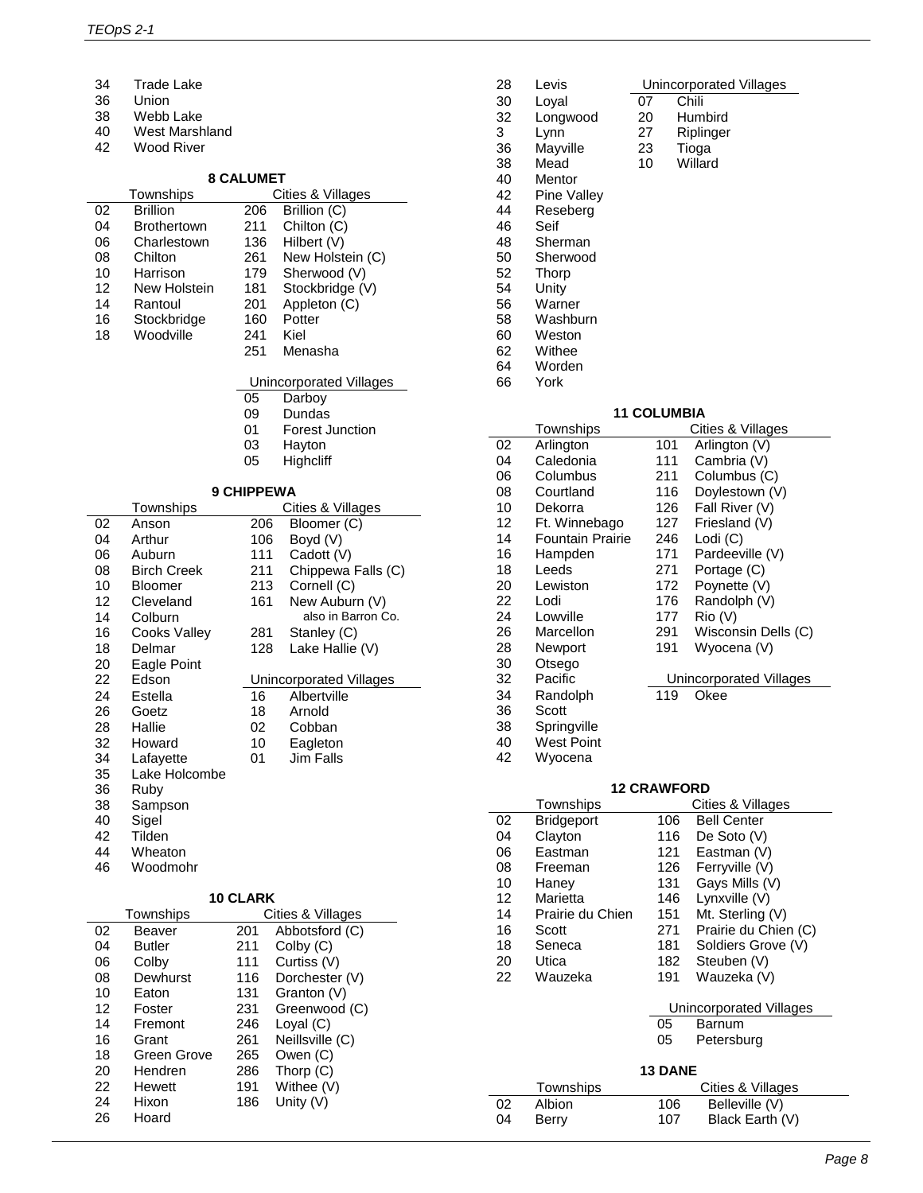| | |
|---|---|
| 34 | Trade Lake |
| 36 | Union |
| 38 | Webb Lake |
| 40 | West Marshland |
| 42 | Wood River |

### 8 CALUMET

| | Townships | | Cities & Villages |
|---|---|---|---|
| 02 | Brillion | 206 | Brillion (C) |
| 04 | Brothertown | 211 | Chilton (C) |
| 06 | Charlestown | 136 | Hilbert (V) |
| 08 | Chilton | 261 | New Holstein (C) |
| 10 | Harrison | 179 | Sherwood (V) |
| 12 | New Holstein | 181 | Stockbridge (V) |
| 14 | Rantoul | 201 | Appleton (C) |
| 16 | Stockbridge | 160 | Potter |
| 18 | Woodville | 241 | Kiel |
| | | 251 | Menasha |

| | Unincorporated Villages |
|---|---|
| 05 | Darboy |
| 09 | Dundas |
| 01 | Forest Junction |
| 03 | Hayton |
| 05 | Highcliff |

### 9 CHIPPEWA

| | Townships | | Cities & Villages |
|---|---|---|---|
| 02 | Anson | 206 | Bloomer (C) |
| 04 | Arthur | 106 | Boyd (V) |
| 06 | Auburn | 111 | Cadott (V) |
| 08 | Birch Creek | 211 | Chippewa Falls (C) |
| 10 | Bloomer | 213 | Cornell (C) |
| 12 | Cleveland | 161 | New Auburn (V) also in Barron Co. |
| 14 | Colburn | | |
| 16 | Cooks Valley | 281 | Stanley (C) |
| 18 | Delmar | 128 | Lake Hallie (V) |
| 20 | Eagle Point | | |
| 22 | Edson | | **Unincorporated Villages** |
| 24 | Estella | 16 | Albertville |
| 26 | Goetz | 18 | Arnold |
| 28 | Hallie | 02 | Cobban |
| 32 | Howard | 10 | Eagleton |
| 34 | Lafayette | 01 | Jim Falls |
| 35 | Lake Holcombe | | |
| 36 | Ruby | | |
| 38 | Sampson | | |
| 40 | Sigel | | |
| 42 | Tilden | | |
| 44 | Wheaton | | |
| 46 | Woodmohr | | |

### 10 CLARK

| | Townships | | Cities & Villages |
|---|---|---|---|
| 02 | Beaver | 201 | Abbotsford (C) |
| 04 | Butler | 211 | Colby (C) |
| 06 | Colby | 111 | Curtiss (V) |
| 08 | Dewhurst | 116 | Dorchester (V) |
| 10 | Eaton | 131 | Granton (V) |
| 12 | Foster | 231 | Greenwood (C) |
| 14 | Fremont | 246 | Loyal (C) |
| 16 | Grant | 261 | Neillsville (C) |
| 18 | Green Grove | 265 | Owen (C) |
| 20 | Hendren | 286 | Thorp (C) |
| 22 | Hewett | 191 | Withee (V) |
| 24 | Hixon | 186 | Unity (V) |
| 26 | Hoard | | |
| 28 | Levis | | **Unincorporated Villages** |
| 30 | Loyal | 07 | Chili |
| 32 | Longwood | 20 | Humbird |
| 3 | Lynn | 27 | Riplinger |
| 36 | Mayville | 23 | Tioga |
| 38 | Mead | 10 | Willard |
| 40 | Mentor | | |
| 42 | Pine Valley | | |
| 44 | Reseberg | | |
| 46 | Seif | | |
| 48 | Sherman | | |
| 50 | Sherwood | | |
| 52 | Thorp | | |
| 54 | Unity | | |
| 56 | Warner | | |
| 58 | Washburn | | |
| 60 | Weston | | |
| 62 | Withee | | |
| 64 | Worden | | |
| 66 | York | | |

### 11 COLUMBIA

| | Townships | | Cities & Villages |
|---|---|---|---|
| 02 | Arlington | 101 | Arlington (V) |
| 04 | Caledonia | 111 | Cambria (V) |
| 06 | Columbus | 211 | Columbus (C) |
| 08 | Courtland | 116 | Doylestown (V) |
| 10 | Dekorra | 126 | Fall River (V) |
| 12 | Ft. Winnebago | 127 | Friesland (V) |
| 14 | Fountain Prairie | 246 | Lodi (C) |
| 16 | Hampden | 171 | Pardeeville (V) |
| 18 | Leeds | 271 | Portage (C) |
| 20 | Lewiston | 172 | Poynette (V) |
| 22 | Lodi | 176 | Randolph (V) |
| 24 | Lowville | 177 | Rio (V) |
| 26 | Marcellon | 291 | Wisconsin Dells (C) |
| 28 | Newport | 191 | Wyocena (V) |
| 30 | Otsego | | |
| 32 | Pacific | | **Unincorporated Villages** |
| 34 | Randolph | 119 | Okee |
| 36 | Scott | | |
| 38 | Springville | | |
| 40 | West Point | | |
| 42 | Wyocena | | |

### 12 CRAWFORD

| | Townships | | Cities & Villages |
|---|---|---|---|
| 02 | Bridgeport | 106 | Bell Center |
| 04 | Clayton | 116 | De Soto (V) |
| 06 | Eastman | 121 | Eastman (V) |
| 08 | Freeman | 126 | Ferryville (V) |
| 10 | Haney | 131 | Gays Mills (V) |
| 12 | Marietta | 146 | Lynxville (V) |
| 14 | Prairie du Chien | 151 | Mt. Sterling (V) |
| 16 | Scott | 271 | Prairie du Chien (C) |
| 18 | Seneca | 181 | Soldiers Grove (V) |
| 20 | Utica | 182 | Steuben (V) |
| 22 | Wauzeka | 191 | Wauzeka (V) |

| | Unincorporated Villages |
|---|---|
| 05 | Barnum |
| 05 | Petersburg |

### 13 DANE

| | Townships | | Cities & Villages |
|---|---|---|---|
| 02 | Albion | 106 | Belleville (V) |
| 04 | Berry | 107 | Black Earth (V) |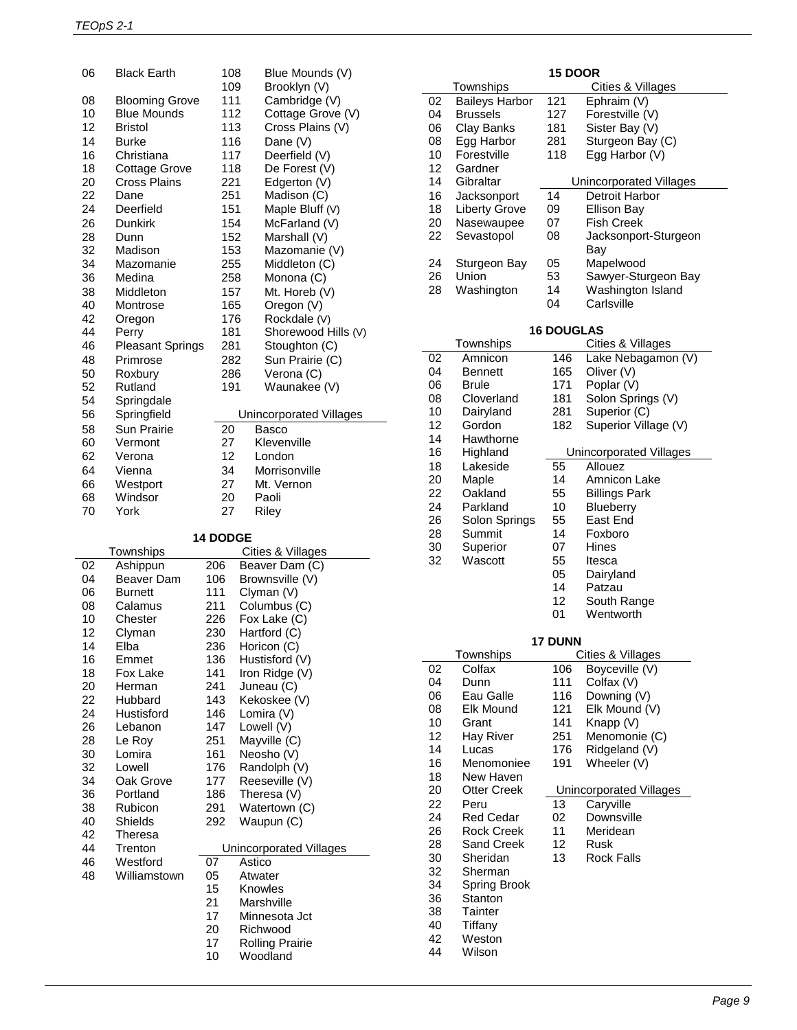| | Townships | | Cities & Villages |
|---|---|---|---|
| 06 | Black Earth | 108 | Blue Mounds (V) |
| | | 109 | Brooklyn (V) |
| 08 | Blooming Grove | 111 | Cambridge (V) |
| 10 | Blue Mounds | 112 | Cottage Grove (V) |
| 12 | Bristol | 113 | Cross Plains (V) |
| 14 | Burke | 116 | Dane (V) |
| 16 | Christiana | 117 | Deerfield (V) |
| 18 | Cottage Grove | 118 | De Forest (V) |
| 20 | Cross Plains | 221 | Edgerton (V) |
| 22 | Dane | 251 | Madison (C) |
| 24 | Deerfield | 151 | Maple Bluff (V) |
| 26 | Dunkirk | 154 | McFarland (V) |
| 28 | Dunn | 152 | Marshall (V) |
| 32 | Madison | 153 | Mazomanie (V) |
| 34 | Mazomanie | 255 | Middleton (C) |
| 36 | Medina | 258 | Monona (C) |
| 38 | Middleton | 157 | Mt. Horeb (V) |
| 40 | Montrose | 165 | Oregon (V) |
| 42 | Oregon | 176 | Rockdale (V) |
| 44 | Perry | 181 | Shorewood Hills (V) |
| 46 | Pleasant Springs | 281 | Stoughton (C) |
| 48 | Primrose | 282 | Sun Prairie (C) |
| 50 | Roxbury | 286 | Verona (C) |
| 52 | Rutland | 191 | Waunakee (V) |
| 54 | Springdale | | |
| 56 | Springfield | | **Unincorporated Villages** |
| 58 | Sun Prairie | 20 | Basco |
| 60 | Vermont | 27 | Klevenville |
| 62 | Verona | 12 | London |
| 64 | Vienna | 34 | Morrisonville |
| 66 | Westport | 27 | Mt. Vernon |
| 68 | Windsor | 20 | Paoli |
| 70 | York | 27 | Riley |

### 14 DODGE

| | Townships | | Cities & Villages |
|---|---|---|---|
| 02 | Ashippun | 206 | Beaver Dam (C) |
| 04 | Beaver Dam | 106 | Brownsville (V) |
| 06 | Burnett | 111 | Clyman (V) |
| 08 | Calamus | 211 | Columbus (C) |
| 10 | Chester | 226 | Fox Lake (C) |
| 12 | Clyman | 230 | Hartford (C) |
| 14 | Elba | 236 | Horicon (C) |
| 16 | Emmet | 136 | Hustisford (V) |
| 18 | Fox Lake | 141 | Iron Ridge (V) |
| 20 | Herman | 241 | Juneau (C) |
| 22 | Hubbard | 143 | Kekoskee (V) |
| 24 | Hustisford | 146 | Lomira (V) |
| 26 | Lebanon | 147 | Lowell (V) |
| 28 | Le Roy | 251 | Mayville (C) |
| 30 | Lomira | 161 | Neosho (V) |
| 32 | Lowell | 176 | Randolph (V) |
| 34 | Oak Grove | 177 | Reeseville (V) |
| 36 | Portland | 186 | Theresa (V) |
| 38 | Rubicon | 291 | Watertown (C) |
| 40 | Shields | 292 | Waupun (C) |
| 42 | Theresa | | |
| 44 | Trenton | | **Unincorporated Villages** |
| 46 | Westford | 07 | Astico |
| 48 | Williamstown | 05 | Atwater |
| | | 15 | Knowles |
| | | 21 | Marshville |
| | | 17 | Minnesota Jct |
| | | 20 | Richwood |
| | | 17 | Rolling Prairie |
| | | 10 | Woodland |

### 15 DOOR

| | Townships | | Cities & Villages |
|---|---|---|---|
| 02 | Baileys Harbor | 121 | Ephraim (V) |
| 04 | Brussels | 127 | Forestville (V) |
| 06 | Clay Banks | 181 | Sister Bay (V) |
| 08 | Egg Harbor | 281 | Sturgeon Bay (C) |
| 10 | Forestville | 118 | Egg Harbor (V) |
| 12 | Gardner | | |
| 14 | Gibraltar | | **Unincorporated Villages** |
| 16 | Jacksonport | 14 | Detroit Harbor |
| 18 | Liberty Grove | 09 | Ellison Bay |
| 20 | Nasewaupee | 07 | Fish Creek |
| 22 | Sevastopol | 08 | Jacksonport-Sturgeon Bay |
| 24 | Sturgeon Bay | 05 | Mapelwood |
| 26 | Union | 53 | Sawyer-Sturgeon Bay |
| 28 | Washington | 14 | Washington Island |
| | | 04 | Carlsville |

### 16 DOUGLAS

| | Townships | | Cities & Villages |
|---|---|---|---|
| 02 | Amnicon | 146 | Lake Nebagamon (V) |
| 04 | Bennett | 165 | Oliver (V) |
| 06 | Brule | 171 | Poplar (V) |
| 08 | Cloverland | 181 | Solon Springs (V) |
| 10 | Dairyland | 281 | Superior (C) |
| 12 | Gordon | 182 | Superior Village (V) |
| 14 | Hawthorne | | |
| 16 | Highland | | **Unincorporated Villages** |
| 18 | Lakeside | 55 | Allouez |
| 20 | Maple | 14 | Amnicon Lake |
| 22 | Oakland | 55 | Billings Park |
| 24 | Parkland | 10 | Blueberry |
| 26 | Solon Springs | 55 | East End |
| 28 | Summit | 14 | Foxboro |
| 30 | Superior | 07 | Hines |
| 32 | Wascott | 55 | Itesca |
| | | 05 | Dairyland |
| | | 14 | Patzau |
| | | 12 | South Range |
| | | 01 | Wentworth |

### 17 DUNN

| | Townships | | Cities & Villages |
|---|---|---|---|
| 02 | Colfax | 106 | Boyceville (V) |
| 04 | Dunn | 111 | Colfax (V) |
| 06 | Eau Galle | 116 | Downing (V) |
| 08 | Elk Mound | 121 | Elk Mound (V) |
| 10 | Grant | 141 | Knapp (V) |
| 12 | Hay River | 251 | Menomonie (C) |
| 14 | Lucas | 176 | Ridgeland (V) |
| 16 | Menomoniee | 191 | Wheeler (V) |
| 18 | New Haven | | |
| 20 | Otter Creek | | **Unincorporated Villages** |
| 22 | Peru | 13 | Caryville |
| 24 | Red Cedar | 02 | Downsville |
| 26 | Rock Creek | 11 | Meridean |
| 28 | Sand Creek | 12 | Rusk |
| 30 | Sheridan | 13 | Rock Falls |
| 32 | Sherman | | |
| 34 | Spring Brook | | |
| 36 | Stanton | | |
| 38 | Tainter | | |
| 40 | Tiffany | | |
| 42 | Weston | | |
| 44 | Wilson | | |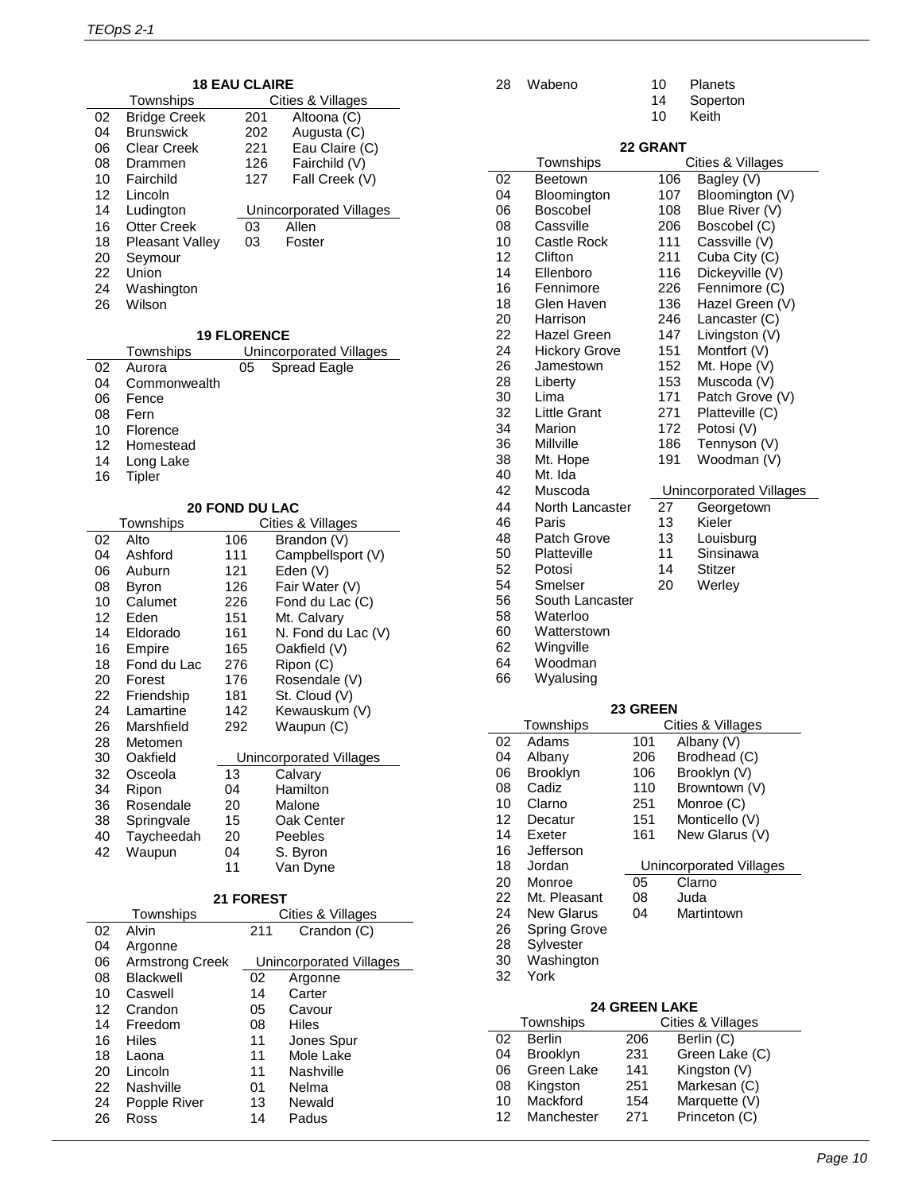### 18 EAU CLAIRE

| | Townships | | Cities & Villages |
|---|---|---|---|
| 02 | Bridge Creek | 201 | Altoona (C) |
| 04 | Brunswick | 202 | Augusta (C) |
| 06 | Clear Creek | 221 | Eau Claire (C) |
| 08 | Drammen | 126 | Fairchild (V) |
| 10 | Fairchild | 127 | Fall Creek (V) |
| 12 | Lincoln | | |
| 14 | Ludington | | **Unincorporated Villages** |
| 16 | Otter Creek | 03 | Allen |
| 18 | Pleasant Valley | 03 | Foster |
| 20 | Seymour | | |
| 22 | Union | | |
| 24 | Washington | | |
| 26 | Wilson | | |

### 19 FLORENCE

| | Townships | | Unincorporated Villages |
|---|---|---|---|
| 02 | Aurora | 05 | Spread Eagle |
| 04 | Commonwealth | | |
| 06 | Fence | | |
| 08 | Fern | | |
| 10 | Florence | | |
| 12 | Homestead | | |
| 14 | Long Lake | | |
| 16 | Tipler | | |

### 20 FOND DU LAC

| | Townships | | Cities & Villages |
|---|---|---|---|
| 02 | Alto | 106 | Brandon (V) |
| 04 | Ashford | 111 | Campbellsport (V) |
| 06 | Auburn | 121 | Eden (V) |
| 08 | Byron | 126 | Fair Water (V) |
| 10 | Calumet | 226 | Fond du Lac (C) |
| 12 | Eden | 151 | Mt. Calvary |
| 14 | Eldorado | 161 | N. Fond du Lac (V) |
| 16 | Empire | 165 | Oakfield (V) |
| 18 | Fond du Lac | 276 | Ripon (C) |
| 20 | Forest | 176 | Rosendale (V) |
| 22 | Friendship | 181 | St. Cloud (V) |
| 24 | Lamartine | 142 | Kewauskum (V) |
| 26 | Marshfield | 292 | Waupun (C) |
| 28 | Metomen | | |
| 30 | Oakfield | | **Unincorporated Villages** |
| 32 | Osceola | 13 | Calvary |
| 34 | Ripon | 04 | Hamilton |
| 36 | Rosendale | 20 | Malone |
| 38 | Springvale | 15 | Oak Center |
| 40 | Taycheedah | 20 | Peebles |
| 42 | Waupun | 04 | S. Byron |
| | | 11 | Van Dyne |

### 21 FOREST

| | Townships | | Cities & Villages |
|---|---|---|---|
| 02 | Alvin | 211 | Crandon (C) |
| 04 | Argonne | | |
| 06 | Armstrong Creek | | **Unincorporated Villages** |
| 08 | Blackwell | 02 | Argonne |
| 10 | Caswell | 14 | Carter |
| 12 | Crandon | 05 | Cavour |
| 14 | Freedom | 08 | Hiles |
| 16 | Hiles | 11 | Jones Spur |
| 18 | Laona | 11 | Mole Lake |
| 20 | Lincoln | 11 | Nashville |
| 22 | Nashville | 01 | Nelma |
| 24 | Popple River | 13 | Newald |
| 26 | Ross | 14 | Padus |
| 28 | Wabeno | 10 | Planets |
| | | 14 | Soperton |
| | | 10 | Keith |

### 22 GRANT

| | Townships | | Cities & Villages |
|---|---|---|---|
| 02 | Beetown | 106 | Bagley (V) |
| 04 | Bloomington | 107 | Bloomington (V) |
| 06 | Boscobel | 108 | Blue River (V) |
| 08 | Cassville | 206 | Boscobel (C) |
| 10 | Castle Rock | 111 | Cassville (V) |
| 12 | Clifton | 211 | Cuba City (C) |
| 14 | Ellenboro | 116 | Dickeyville (V) |
| 16 | Fennimore | 226 | Fennimore (C) |
| 18 | Glen Haven | 136 | Hazel Green (V) |
| 20 | Harrison | 246 | Lancaster (C) |
| 22 | Hazel Green | 147 | Livingston (V) |
| 24 | Hickory Grove | 151 | Montfort (V) |
| 26 | Jamestown | 152 | Mt. Hope (V) |
| 28 | Liberty | 153 | Muscoda (V) |
| 30 | Lima | 171 | Patch Grove (V) |
| 32 | Little Grant | 271 | Platteville (C) |
| 34 | Marion | 172 | Potosi (V) |
| 36 | Millville | 186 | Tennyson (V) |
| 38 | Mt. Hope | 191 | Woodman (V) |
| 40 | Mt. Ida | | |
| 42 | Muscoda | | **Unincorporated Villages** |
| 44 | North Lancaster | 27 | Georgetown |
| 46 | Paris | 13 | Kieler |
| 48 | Patch Grove | 13 | Louisburg |
| 50 | Platteville | 11 | Sinsinawa |
| 52 | Potosi | 14 | Stitzer |
| 54 | Smelser | 20 | Werley |
| 56 | South Lancaster | | |
| 58 | Waterloo | | |
| 60 | Watterstown | | |
| 62 | Wingville | | |
| 64 | Woodman | | |
| 66 | Wyalusing | | |

### 23 GREEN

| | Townships | | Cities & Villages |
|---|---|---|---|
| 02 | Adams | 101 | Albany (V) |
| 04 | Albany | 206 | Brodhead (C) |
| 06 | Brooklyn | 106 | Brooklyn (V) |
| 08 | Cadiz | 110 | Browntown (V) |
| 10 | Clarno | 251 | Monroe (C) |
| 12 | Decatur | 151 | Monticello (V) |
| 14 | Exeter | 161 | New Glarus (V) |
| 16 | Jefferson | | |
| 18 | Jordan | | **Unincorporated Villages** |
| 20 | Monroe | 05 | Clarno |
| 22 | Mt. Pleasant | 08 | Juda |
| 24 | New Glarus | 04 | Martintown |
| 26 | Spring Grove | | |
| 28 | Sylvester | | |
| 30 | Washington | | |
| 32 | York | | |

### 24 GREEN LAKE

| | Townships | | Cities & Villages |
|---|---|---|---|
| 02 | Berlin | 206 | Berlin (C) |
| 04 | Brooklyn | 231 | Green Lake (C) |
| 06 | Green Lake | 141 | Kingston (V) |
| 08 | Kingston | 251 | Markesan (C) |
| 10 | Mackford | 154 | Marquette (V) |
| 12 | Manchester | 271 | Princeton (C) |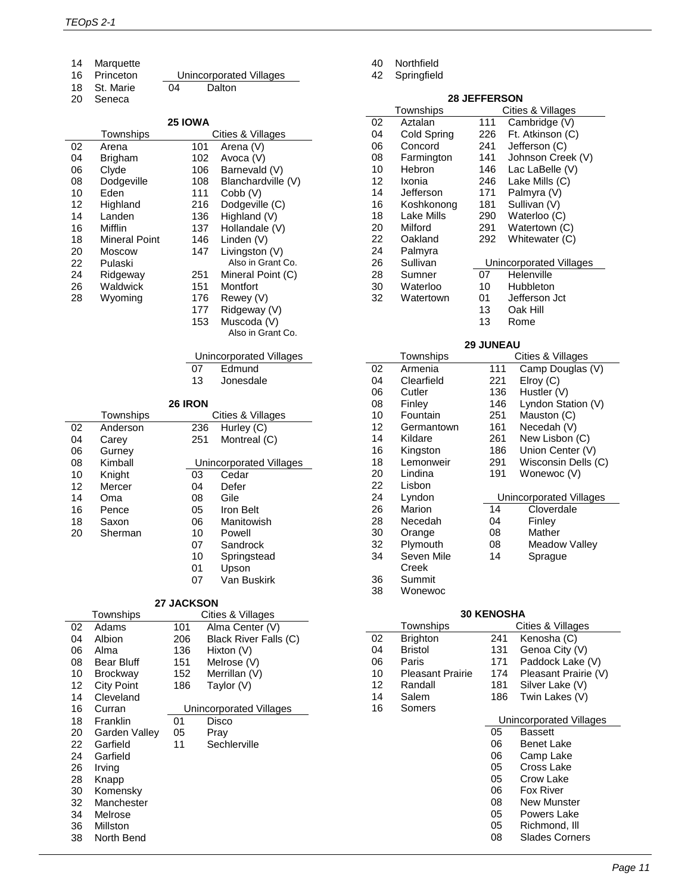| | |
|---|---|
| 14 | Marquette |
| 16 | Princeton |
| 18 | St. Marie |
| 20 | Seneca |

| Unincorporated Villages | |
|---|---|
| 04 | Dalton |

## 25 IOWA

| | Townships | | Cities & Villages |
|---|---|---|---|
| 02 | Arena | 101 | Arena (V) |
| 04 | Brigham | 102 | Avoca (V) |
| 06 | Clyde | 106 | Barnevald (V) |
| 08 | Dodgeville | 108 | Blanchardville (V) |
| 10 | Eden | 111 | Cobb (V) |
| 12 | Highland | 216 | Dodgeville (C) |
| 14 | Landen | 136 | Highland (V) |
| 16 | Mifflin | 137 | Hollandale (V) |
| 18 | Mineral Point | 146 | Linden (V) |
| 20 | Moscow | 147 | Livingston (V) Also in Grant Co. |
| 22 | Pulaski | | |
| 24 | Ridgeway | 251 | Mineral Point (C) |
| 26 | Waldwick | 151 | Montfort |
| 28 | Wyoming | 176 | Rewey (V) |
| | | 177 | Ridgeway (V) |
| | | 153 | Muscoda (V) Also in Grant Co. |

| Unincorporated Villages | |
|---|---|
| 07 | Edmund |
| 13 | Jonesdale |

## 26 IRON

| | Townships | | Cities & Villages |
|---|---|---|---|
| 02 | Anderson | 236 | Hurley (C) |
| 04 | Carey | 251 | Montreal (C) |
| 06 | Gurney | | |
| 08 | Kimball | | |
| 10 | Knight | | |
| 12 | Mercer | | |
| 14 | Oma | | |
| 16 | Pence | | |
| 18 | Saxon | | |
| 20 | Sherman | | |

| Unincorporated Villages | |
|---|---|
| 03 | Cedar |
| 04 | Defer |
| 08 | Gile |
| 05 | Iron Belt |
| 06 | Manitowish |
| 10 | Powell |
| 07 | Sandrock |
| 10 | Springstead |
| 01 | Upson |
| 07 | Van Buskirk |

## 27 JACKSON

| | Townships | | Cities & Villages |
|---|---|---|---|
| 02 | Adams | 101 | Alma Center (V) |
| 04 | Albion | 206 | Black River Falls (C) |
| 06 | Alma | 136 | Hixton (V) |
| 08 | Bear Bluff | 151 | Melrose (V) |
| 10 | Brockway | 152 | Merrillan (V) |
| 12 | City Point | 186 | Taylor (V) |
| 14 | Cleveland | | |
| 16 | Curran | | |
| 18 | Franklin | | |
| 20 | Garden Valley | | |
| 22 | Garfield | | |
| 24 | Garfield | | |
| 26 | Irving | | |
| 28 | Knapp | | |
| 30 | Komensky | | |
| 32 | Manchester | | |
| 34 | Melrose | | |
| 36 | Millston | | |
| 38 | North Bend | | |
| 40 | Northfield | | |
| 42 | Springfield | | |

| Unincorporated Villages | |
|---|---|
| 01 | Disco |
| 05 | Pray |
| 11 | Sechlerville |

## 28 JEFFERSON

| | Townships | | Cities & Villages |
|---|---|---|---|
| 02 | Aztalan | 111 | Cambridge (V) |
| 04 | Cold Spring | 226 | Ft. Atkinson (C) |
| 06 | Concord | 241 | Jefferson (C) |
| 08 | Farmington | 141 | Johnson Creek (V) |
| 10 | Hebron | 146 | Lac LaBelle (V) |
| 12 | Ixonia | 246 | Lake Mills (C) |
| 14 | Jefferson | 171 | Palmyra (V) |
| 16 | Koshkonong | 181 | Sullivan (V) |
| 18 | Lake Mills | 290 | Waterloo (C) |
| 20 | Milford | 291 | Watertown (C) |
| 22 | Oakland | 292 | Whitewater (C) |
| 24 | Palmyra | | |
| 26 | Sullivan | | |
| 28 | Sumner | | |
| 30 | Waterloo | | |
| 32 | Watertown | | |

| Unincorporated Villages | |
|---|---|
| 07 | Helenville |
| 10 | Hubbleton |
| 01 | Jefferson Jct |
| 13 | Oak Hill |
| 13 | Rome |

## 29 JUNEAU

| | Townships | | Cities & Villages |
|---|---|---|---|
| 02 | Armenia | 111 | Camp Douglas (V) |
| 04 | Clearfield | 221 | Elroy (C) |
| 06 | Cutler | 136 | Hustler (V) |
| 08 | Finley | 146 | Lyndon Station (V) |
| 10 | Fountain | 251 | Mauston (C) |
| 12 | Germantown | 161 | Necedah (V) |
| 14 | Kildare | 261 | New Lisbon (C) |
| 16 | Kingston | 186 | Union Center (V) |
| 18 | Lemonweir | 291 | Wisconsin Dells (C) |
| 20 | Lindina | 191 | Wonewoc (V) |
| 22 | Lisbon | | |
| 24 | Lyndon | | |
| 26 | Marion | | |
| 28 | Necedah | | |
| 30 | Orange | | |
| 32 | Plymouth | | |
| 34 | Seven Mile Creek | | |
| 36 | Summit | | |
| 38 | Wonewoc | | |

| Unincorporated Villages | |
|---|---|
| 14 | Cloverdale |
| 04 | Finley |
| 08 | Mather |
| 08 | Meadow Valley |
| 14 | Sprague |

## 30 KENOSHA

| | Townships | | Cities & Villages |
|---|---|---|---|
| 02 | Brighton | 241 | Kenosha (C) |
| 04 | Bristol | 131 | Genoa City (V) |
| 06 | Paris | 171 | Paddock Lake (V) |
| 10 | Pleasant Prairie | 174 | Pleasant Prairie (V) |
| 12 | Randall | 181 | Silver Lake (V) |
| 14 | Salem | 186 | Twin Lakes (V) |
| 16 | Somers | | |

| Unincorporated Villages | |
|---|---|
| 05 | Bassett |
| 06 | Benet Lake |
| 06 | Camp Lake |
| 05 | Cross Lake |
| 05 | Crow Lake |
| 06 | Fox River |
| 08 | New Munster |
| 05 | Powers Lake |
| 05 | Richmond, Ill |
| 08 | Slades Corners |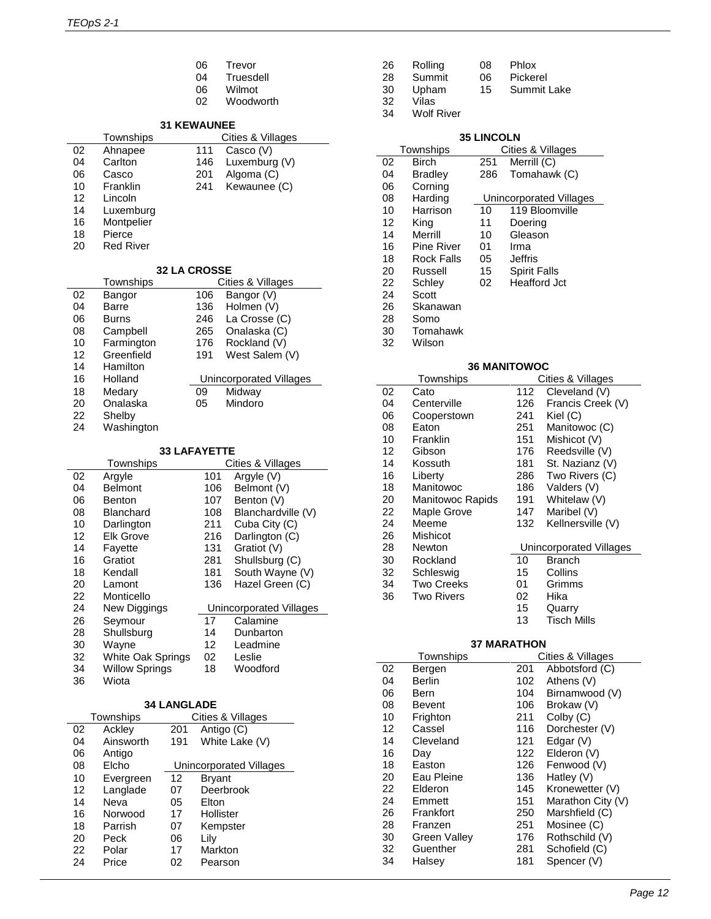| | |
|---|---|
| 06 | Trevor |
| 04 | Truesdell |
| 06 | Wilmot |
| 02 | Woodworth |

### 31 KEWAUNEE

| | Townships | | Cities & Villages |
|---|---|---|---|
| 02 | Ahnapee | 111 | Casco (V) |
| 04 | Carlton | 146 | Luxemburg (V) |
| 06 | Casco | 201 | Algoma (C) |
| 10 | Franklin | 241 | Kewaunee (C) |
| 12 | Lincoln | | |
| 14 | Luxemburg | | |
| 16 | Montpelier | | |
| 18 | Pierce | | |
| 20 | Red River | | |

### 32 LA CROSSE

| | Townships | | Cities & Villages |
|---|---|---|---|
| 02 | Bangor | 106 | Bangor (V) |
| 04 | Barre | 136 | Holmen (V) |
| 06 | Burns | 246 | La Crosse (C) |
| 08 | Campbell | 265 | Onalaska (C) |
| 10 | Farmington | 176 | Rockland (V) |
| 12 | Greenfield | 191 | West Salem (V) |
| 14 | Hamilton | | |
| 16 | Holland | | Unincorporated Villages |
| 18 | Medary | 09 | Midway |
| 20 | Onalaska | 05 | Mindoro |
| 22 | Shelby | | |
| 24 | Washington | | |

### 33 LAFAYETTE

| | Townships | | Cities & Villages |
|---|---|---|---|
| 02 | Argyle | 101 | Argyle (V) |
| 04 | Belmont | 106 | Belmont (V) |
| 06 | Benton | 107 | Benton (V) |
| 08 | Blanchard | 108 | Blanchardville (V) |
| 10 | Darlington | 211 | Cuba City (C) |
| 12 | Elk Grove | 216 | Darlington (C) |
| 14 | Fayette | 131 | Gratiot (V) |
| 16 | Gratiot | 281 | Shullsburg (C) |
| 18 | Kendall | 181 | South Wayne (V) |
| 20 | Lamont | 136 | Hazel Green (C) |
| 22 | Monticello | | |
| 24 | New Diggings | | Unincorporated Villages |
| 26 | Seymour | 17 | Calamine |
| 28 | Shullsburg | 14 | Dunbarton |
| 30 | Wayne | 12 | Leadmine |
| 32 | White Oak Springs | 02 | Leslie |
| 34 | Willow Springs | 18 | Woodford |
| 36 | Wiota | | |

### 34 LANGLADE

| | Townships | | Cities & Villages |
|---|---|---|---|
| 02 | Ackley | 201 | Antigo (C) |
| 04 | Ainsworth | 191 | White Lake (V) |
| 06 | Antigo | | |
| 08 | Elcho | | Unincorporated Villages |
| 10 | Evergreen | 12 | Bryant |
| 12 | Langlade | 07 | Deerbrook |
| 14 | Neva | 05 | Elton |
| 16 | Norwood | 17 | Hollister |
| 18 | Parrish | 07 | Kempster |
| 20 | Peck | 06 | Lily |
| 22 | Polar | 17 | Markton |
| 24 | Price | 02 | Pearson |
| 26 | Rolling | 08 | Phlox |
| 28 | Summit | 06 | Pickerel |
| 30 | Upham | 15 | Summit Lake |
| 32 | Vilas | | |
| 34 | Wolf River | | |

### 35 LINCOLN

| | Townships | | Cities & Villages |
|---|---|---|---|
| 02 | Birch | 251 | Merrill (C) |
| 04 | Bradley | 286 | Tomahawk (C) |
| 06 | Corning | | |
| 08 | Harding | | Unincorporated Villages |
| 10 | Harrison | 10 | 119 Bloomville |
| 12 | King | 11 | Doering |
| 14 | Merrill | 10 | Gleason |
| 16 | Pine River | 01 | Irma |
| 18 | Rock Falls | 05 | Jeffris |
| 20 | Russell | 15 | Spirit Falls |
| 22 | Schley | 02 | Heafford Jct |
| 24 | Scott | | |
| 26 | Skanawan | | |
| 28 | Somo | | |
| 30 | Tomahawk | | |
| 32 | Wilson | | |

### 36 MANITOWOC

| | Townships | | Cities & Villages |
|---|---|---|---|
| 02 | Cato | 112 | Cleveland (V) |
| 04 | Centerville | 126 | Francis Creek (V) |
| 06 | Cooperstown | 241 | Kiel (C) |
| 08 | Eaton | 251 | Manitowoc (C) |
| 10 | Franklin | 151 | Mishicot (V) |
| 12 | Gibson | 176 | Reedsville (V) |
| 14 | Kossuth | 181 | St. Nazianz (V) |
| 16 | Liberty | 286 | Two Rivers (C) |
| 18 | Manitowoc | 186 | Valders (V) |
| 20 | Manitowoc Rapids | 191 | Whitelaw (V) |
| 22 | Maple Grove | 147 | Maribel (V) |
| 24 | Meeme | 132 | Kellnersville (V) |
| 26 | Mishicot | | |
| 28 | Newton | | Unincorporated Villages |
| 30 | Rockland | 10 | Branch |
| 32 | Schleswig | 15 | Collins |
| 34 | Two Creeks | 01 | Grimms |
| 36 | Two Rivers | 02 | Hika |
| | | 15 | Quarry |
| | | 13 | Tisch Mills |

### 37 MARATHON

| | Townships | | Cities & Villages |
|---|---|---|---|
| 02 | Bergen | 201 | Abbotsford (C) |
| 04 | Berlin | 102 | Athens (V) |
| 06 | Bern | 104 | Birnamwood (V) |
| 08 | Bevent | 106 | Brokaw (V) |
| 10 | Frighton | 211 | Colby (C) |
| 12 | Cassel | 116 | Dorchester (V) |
| 14 | Cleveland | 121 | Edgar (V) |
| 16 | Day | 122 | Elderon (V) |
| 18 | Easton | 126 | Fenwood (V) |
| 20 | Eau Pleine | 136 | Hatley (V) |
| 22 | Elderon | 145 | Kronewetter (V) |
| 24 | Emmett | 151 | Marathon City (V) |
| 26 | Frankfort | 250 | Marshfield (C) |
| 28 | Franzen | 251 | Mosinee (C) |
| 30 | Green Valley | 176 | Rothschild (V) |
| 32 | Guenther | 281 | Schofield (C) |
| 34 | Halsey | 181 | Spencer (V) |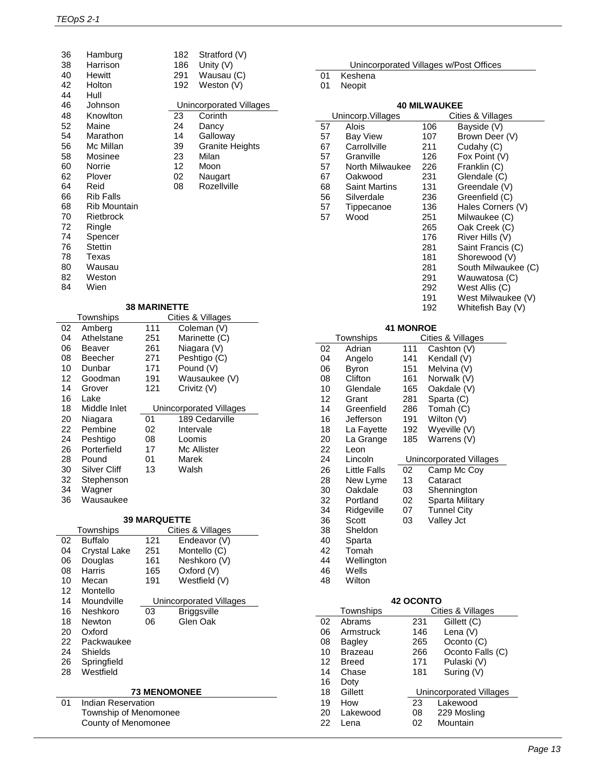| | Townships | | Cities & Villages |
|---|---|---|---|
| 36 | Hamburg | 182 | Stratford (V) |
| 38 | Harrison | 186 | Unity (V) |
| 40 | Hewitt | 291 | Wausau (C) |
| 42 | Holton | 192 | Weston (V) |
| 44 | Hull | | |
| 46 | Johnson | | **Unincorporated Villages** |
| 48 | Knowlton | 23 | Corinth |
| 52 | Maine | 24 | Dancy |
| 54 | Marathon | 14 | Galloway |
| 56 | Mc Millan | 39 | Granite Heights |
| 58 | Mosinee | 23 | Milan |
| 60 | Norrie | 12 | Moon |
| 62 | Plover | 02 | Naugart |
| 64 | Reid | 08 | Rozellville |
| 66 | Rib Falls | | |
| 68 | Rib Mountain | | |
| 70 | Rietbrock | | |
| 72 | Ringle | | |
| 74 | Spencer | | |
| 76 | Stettin | | |
| 78 | Texas | | |
| 80 | Wausau | | |
| 82 | Weston | | |
| 84 | Wien | | |

### 38 MARINETTE

| | Townships | | Cities & Villages |
|---|---|---|---|
| 02 | Amberg | 111 | Coleman (V) |
| 04 | Athelstane | 251 | Marinette (C) |
| 06 | Beaver | 261 | Niagara (V) |
| 08 | Beecher | 271 | Peshtigo (C) |
| 10 | Dunbar | 171 | Pound (V) |
| 12 | Goodman | 191 | Wausaukee (V) |
| 14 | Grover | 121 | Crivitz (V) |
| 16 | Lake | | |
| 18 | Middle Inlet | | **Unincorporated Villages** |
| 20 | Niagara | 01 | 189 Cedarville |
| 22 | Pembine | 02 | Intervale |
| 24 | Peshtigo | 08 | Loomis |
| 26 | Porterfield | 17 | Mc Allister |
| 28 | Pound | 01 | Marek |
| 30 | Silver Cliff | 13 | Walsh |
| 32 | Stephenson | | |
| 34 | Wagner | | |
| 36 | Wausaukee | | |

### 39 MARQUETTE

| | Townships | | Cities & Villages |
|---|---|---|---|
| 02 | Buffalo | 121 | Endeavor (V) |
| 04 | Crystal Lake | 251 | Montello (C) |
| 06 | Douglas | 161 | Neshkoro (V) |
| 08 | Harris | 165 | Oxford (V) |
| 10 | Mecan | 191 | Westfield (V) |
| 12 | Montello | | |
| 14 | Moundville | | **Unincorporated Villages** |
| 16 | Neshkoro | 03 | Briggsville |
| 18 | Newton | 06 | Glen Oak |
| 20 | Oxford | | |
| 22 | Packwaukee | | |
| 24 | Shields | | |
| 26 | Springfield | | |
| 28 | Westfield | | |

### 73 MENOMONEE

01 Indian Reservation
Township of Menomonee
County of Menomonee

| | Unincorporated Villages w/Post Offices |
|---|---|
| 01 | Keshena |
| 01 | Neopit |

### 40 MILWAUKEE

| | Unincorp.Villages | | Cities & Villages |
|---|---|---|---|
| 57 | Alois | 106 | Bayside (V) |
| 57 | Bay View | 107 | Brown Deer (V) |
| 67 | Carrollville | 211 | Cudahy (C) |
| 57 | Granville | 126 | Fox Point (V) |
| 57 | North Milwaukee | 226 | Franklin (C) |
| 67 | Oakwood | 231 | Glendale (C) |
| 68 | Saint Martins | 131 | Greendale (V) |
| 56 | Silverdale | 236 | Greenfield (C) |
| 57 | Tippecanoe | 136 | Hales Corners (V) |
| 57 | Wood | 251 | Milwaukee (C) |
| | | 265 | Oak Creek (C) |
| | | 176 | River Hills (V) |
| | | 281 | Saint Francis (C) |
| | | 181 | Shorewood (V) |
| | | 281 | South Milwaukee (C) |
| | | 291 | Wauwatosa (C) |
| | | 292 | West Allis (C) |
| | | 191 | West Milwaukee (V) |
| | | 192 | Whitefish Bay (V) |

### 41 MONROE

| | Townships | | Cities & Villages |
|---|---|---|---|
| 02 | Adrian | 111 | Cashton (V) |
| 04 | Angelo | 141 | Kendall (V) |
| 06 | Byron | 151 | Melvina (V) |
| 08 | Clifton | 161 | Norwalk (V) |
| 10 | Glendale | 165 | Oakdale (V) |
| 12 | Grant | 281 | Sparta (C) |
| 14 | Greenfield | 286 | Tomah (C) |
| 16 | Jefferson | 191 | Wilton (V) |
| 18 | La Fayette | 192 | Wyeville (V) |
| 20 | La Grange | 185 | Warrens (V) |
| 22 | Leon | | |
| 24 | Lincoln | | **Unincorporated Villages** |
| 26 | Little Falls | 02 | Camp Mc Coy |
| 28 | New Lyme | 13 | Cataract |
| 30 | Oakdale | 03 | Shennington |
| 32 | Portland | 02 | Sparta Military |
| 34 | Ridgeville | 07 | Tunnel City |
| 36 | Scott | 03 | Valley Jct |
| 38 | Sheldon | | |
| 40 | Sparta | | |
| 42 | Tomah | | |
| 44 | Wellington | | |
| 46 | Wells | | |
| 48 | Wilton | | |

### 42 OCONTO

| | Townships | | Cities & Villages |
|---|---|---|---|
| 02 | Abrams | 231 | Gillett (C) |
| 06 | Armstruck | 146 | Lena (V) |
| 08 | Bagley | 265 | Oconto (C) |
| 10 | Brazeau | 266 | Oconto Falls (C) |
| 12 | Breed | 171 | Pulaski (V) |
| 14 | Chase | 181 | Suring (V) |
| 16 | Doty | | |
| 18 | Gillett | | **Unincorporated Villages** |
| 19 | How | 23 | Lakewood |
| 20 | Lakewood | 08 | 229 Mosling |
| 22 | Lena | 02 | Mountain |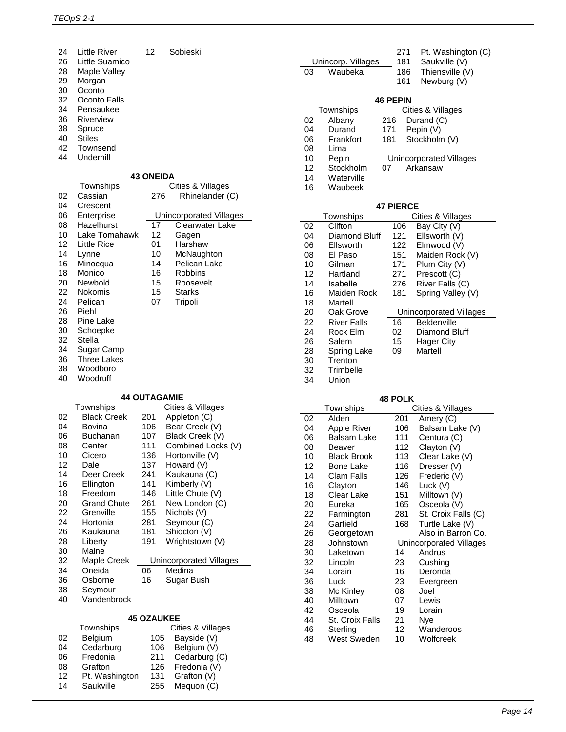| | | | |
|---|---|---|---|
| 24 | Little River | 12 | Sobieski |
| 26 | Little Suamico | | |
| 28 | Maple Valley | | |
| 29 | Morgan | | |
| 30 | Oconto | | |
| 32 | Oconto Falls | | |
| 34 | Pensaukee | | |
| 36 | Riverview | | |
| 38 | Spruce | | |
| 40 | Stiles | | |
| 42 | Townsend | | |
| 44 | Underhill | | |

**43 ONEIDA**

| | Townships | | Cities & Villages |
|---|---|---|---|
| 02 | Cassian | 276 | Rhinelander (C) |
| 04 | Crescent | | |
| 06 | Enterprise | | Unincorporated Villages |
| 08 | Hazelhurst | 17 | Clearwater Lake |
| 10 | Lake Tomahawk | 12 | Gagen |
| 12 | Little Rice | 01 | Harshaw |
| 14 | Lynne | 10 | McNaughton |
| 16 | Minocqua | 14 | Pelican Lake |
| 18 | Monico | 16 | Robbins |
| 20 | Newbold | 15 | Roosevelt |
| 22 | Nokomis | 15 | Starks |
| 24 | Pelican | 07 | Tripoli |
| 26 | Piehl | | |
| 28 | Pine Lake | | |
| 30 | Schoepke | | |
| 32 | Stella | | |
| 34 | Sugar Camp | | |
| 36 | Three Lakes | | |
| 38 | Woodboro | | |
| 40 | Woodruff | | |

**44 OUTAGAMIE**

| | Townships | | Cities & Villages |
|---|---|---|---|
| 02 | Black Creek | 201 | Appleton (C) |
| 04 | Bovina | 106 | Bear Creek (V) |
| 06 | Buchanan | 107 | Black Creek (V) |
| 08 | Center | 111 | Combined Locks (V) |
| 10 | Cicero | 136 | Hortonville (V) |
| 12 | Dale | 137 | Howard (V) |
| 14 | Deer Creek | 241 | Kaukauna (C) |
| 16 | Ellington | 141 | Kimberly (V) |
| 18 | Freedom | 146 | Little Chute (V) |
| 20 | Grand Chute | 261 | New London (C) |
| 22 | Grenville | 155 | Nichols (V) |
| 24 | Hortonia | 281 | Seymour (C) |
| 26 | Kaukauna | 181 | Shiocton (V) |
| 28 | Liberty | 191 | Wrightstown (V) |
| 30 | Maine | | |
| 32 | Maple Creek | | Unincorporated Villages |
| 34 | Oneida | 06 | Medina |
| 36 | Osborne | 16 | Sugar Bush |
| 38 | Seymour | | |
| 40 | Vandenbrock | | |

**45 OZAUKEE**

| | Townships | | Cities & Villages |
|---|---|---|---|
| 02 | Belgium | 105 | Bayside (V) |
| 04 | Cedarburg | 106 | Belgium (V) |
| 06 | Fredonia | 211 | Cedarburg (C) |
| 08 | Grafton | 126 | Fredonia (V) |
| 12 | Pt. Washington | 131 | Grafton (V) |
| 14 | Saukville | 255 | Mequon (C) |
| | | 271 | Pt. Washington (C) |
| | Unincorp. Villages | 181 | Saukville (V) |
| 03 | Waubeka | 186 | Thiensville (V) |
| | | 161 | Newburg (V) |

**46 PEPIN**

| | Townships | | Cities & Villages |
|---|---|---|---|
| 02 | Albany | 216 | Durand (C) |
| 04 | Durand | 171 | Pepin (V) |
| 06 | Frankfort | 181 | Stockholm (V) |
| 08 | Lima | | |
| 10 | Pepin | | Unincorporated Villages |
| 12 | Stockholm | 07 | Arkansaw |
| 14 | Waterville | | |
| 16 | Waubeek | | |

**47 PIERCE**

| | Townships | | Cities & Villages |
|---|---|---|---|
| 02 | Clifton | 106 | Bay City (V) |
| 04 | Diamond Bluff | 121 | Ellsworth (V) |
| 06 | Ellsworth | 122 | Elmwood (V) |
| 08 | El Paso | 151 | Maiden Rock (V) |
| 10 | Gilman | 171 | Plum City (V) |
| 12 | Hartland | 271 | Prescott (C) |
| 14 | Isabelle | 276 | River Falls (C) |
| 16 | Maiden Rock | 181 | Spring Valley (V) |
| 18 | Martell | | |
| 20 | Oak Grove | | Unincorporated Villages |
| 22 | River Falls | 16 | Beldenville |
| 24 | Rock Elm | 02 | Diamond Bluff |
| 26 | Salem | 15 | Hager City |
| 28 | Spring Lake | 09 | Martell |
| 30 | Trenton | | |
| 32 | Trimbelle | | |
| 34 | Union | | |

**48 POLK**

| | Townships | | Cities & Villages |
|---|---|---|---|
| 02 | Alden | 201 | Amery (C) |
| 04 | Apple River | 106 | Balsam Lake (V) |
| 06 | Balsam Lake | 111 | Centura (C) |
| 08 | Beaver | 112 | Clayton (V) |
| 10 | Black Brook | 113 | Clear Lake (V) |
| 12 | Bone Lake | 116 | Dresser (V) |
| 14 | Clam Falls | 126 | Frederic (V) |
| 16 | Clayton | 146 | Luck (V) |
| 18 | Clear Lake | 151 | Milltown (V) |
| 20 | Eureka | 165 | Osceola (V) |
| 22 | Farmington | 281 | St. Croix Falls (C) |
| 24 | Garfield | 168 | Turtle Lake (V) |
| 26 | Georgetown | | Also in Barron Co. |
| 28 | Johnstown | | Unincorporated Villages |
| 30 | Laketown | 14 | Andrus |
| 32 | Lincoln | 23 | Cushing |
| 34 | Lorain | 16 | Deronda |
| 36 | Luck | 23 | Evergreen |
| 38 | Mc Kinley | 08 | Joel |
| 40 | Milltown | 07 | Lewis |
| 42 | Osceola | 19 | Lorain |
| 44 | St. Croix Falls | 21 | Nye |
| 46 | Sterling | 12 | Wanderoos |
| 48 | West Sweden | 10 | Wolfcreek |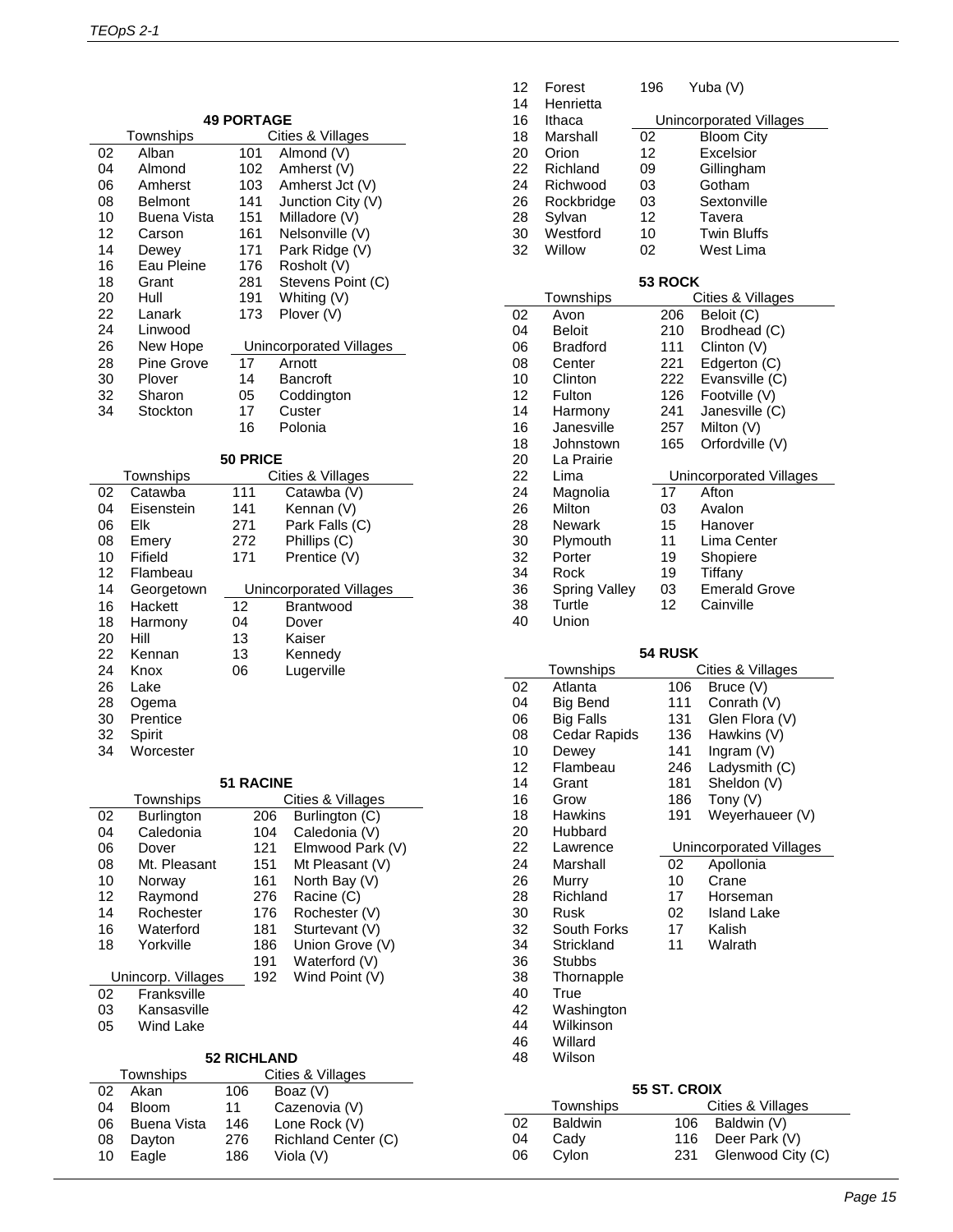### 49 PORTAGE

| Townships | | Cities & Villages | |
|---|---|---|---|
| 02 | Alban | 101 | Almond (V) |
| 04 | Almond | 102 | Amherst (V) |
| 06 | Amherst | 103 | Amherst Jct (V) |
| 08 | Belmont | 141 | Junction City (V) |
| 10 | Buena Vista | 151 | Milladore (V) |
| 12 | Carson | 161 | Nelsonville (V) |
| 14 | Dewey | 171 | Park Ridge (V) |
| 16 | Eau Pleine | 176 | Rosholt (V) |
| 18 | Grant | 281 | Stevens Point (C) |
| 20 | Hull | 191 | Whiting (V) |
| 22 | Lanark | 173 | Plover (V) |
| 24 | Linwood | | |
| 26 | New Hope | | **Unincorporated Villages** |
| 28 | Pine Grove | 17 | Arnott |
| 30 | Plover | 14 | Bancroft |
| 32 | Sharon | 05 | Coddington |
| 34 | Stockton | 17 | Custer |
| | | 16 | Polonia |

### 50 PRICE

| Townships | | Cities & Villages | |
|---|---|---|---|
| 02 | Catawba | 111 | Catawba (V) |
| 04 | Eisenstein | 141 | Kennan (V) |
| 06 | Elk | 271 | Park Falls (C) |
| 08 | Emery | 272 | Phillips (C) |
| 10 | Fifield | 171 | Prentice (V) |
| 12 | Flambeau | | |
| 14 | Georgetown | | **Unincorporated Villages** |
| 16 | Hackett | 12 | Brantwood |
| 18 | Harmony | 04 | Dover |
| 20 | Hill | 13 | Kaiser |
| 22 | Kennan | 13 | Kennedy |
| 24 | Knox | 06 | Lugerville |
| 26 | Lake | | |
| 28 | Ogema | | |
| 30 | Prentice | | |
| 32 | Spirit | | |
| 34 | Worcester | | |

### 51 RACINE

| Townships | | Cities & Villages | |
|---|---|---|---|
| 02 | Burlington | 206 | Burlington (C) |
| 04 | Caledonia | 104 | Caledonia (V) |
| 06 | Dover | 121 | Elmwood Park (V) |
| 08 | Mt. Pleasant | 151 | Mt Pleasant (V) |
| 10 | Norway | 161 | North Bay (V) |
| 12 | Raymond | 276 | Racine (C) |
| 14 | Rochester | 176 | Rochester (V) |
| 16 | Waterford | 181 | Sturtevant (V) |
| 18 | Yorkville | 186 | Union Grove (V) |
| | | 191 | Waterford (V) |
| **Unincorp. Villages** | | 192 | Wind Point (V) |
| 02 | Franksville | | |
| 03 | Kansasville | | |
| 05 | Wind Lake | | |

### 52 RICHLAND

| Townships | | Cities & Villages | |
|---|---|---|---|
| 02 | Akan | 106 | Boaz (V) |
| 04 | Bloom | 11 | Cazenovia (V) |
| 06 | Buena Vista | 146 | Lone Rock (V) |
| 08 | Dayton | 276 | Richland Center (C) |
| 10 | Eagle | 186 | Viola (V) |
| 12 | Forest | 196 | Yuba (V) |
| 14 | Henrietta | | |
| 16 | Ithaca | | **Unincorporated Villages** |
| 18 | Marshall | 02 | Bloom City |
| 20 | Orion | 12 | Excelsior |
| 22 | Richland | 09 | Gillingham |
| 24 | Richwood | 03 | Gotham |
| 26 | Rockbridge | 03 | Sextonville |
| 28 | Sylvan | 12 | Tavera |
| 30 | Westford | 10 | Twin Bluffs |
| 32 | Willow | 02 | West Lima |

### 53 ROCK

| Townships | | Cities & Villages | |
|---|---|---|---|
| 02 | Avon | 206 | Beloit (C) |
| 04 | Beloit | 210 | Brodhead (C) |
| 06 | Bradford | 111 | Clinton (V) |
| 08 | Center | 221 | Edgerton (C) |
| 10 | Clinton | 222 | Evansville (C) |
| 12 | Fulton | 126 | Footville (V) |
| 14 | Harmony | 241 | Janesville (C) |
| 16 | Janesville | 257 | Milton (V) |
| 18 | Johnstown | 165 | Orfordville (V) |
| 20 | La Prairie | | |
| 22 | Lima | | **Unincorporated Villages** |
| 24 | Magnolia | 17 | Afton |
| 26 | Milton | 03 | Avalon |
| 28 | Newark | 15 | Hanover |
| 30 | Plymouth | 11 | Lima Center |
| 32 | Porter | 19 | Shopiere |
| 34 | Rock | 19 | Tiffany |
| 36 | Spring Valley | 03 | Emerald Grove |
| 38 | Turtle | 12 | Cainville |
| 40 | Union | | |

### 54 RUSK

| Townships | | Cities & Villages | |
|---|---|---|---|
| 02 | Atlanta | 106 | Bruce (V) |
| 04 | Big Bend | 111 | Conrath (V) |
| 06 | Big Falls | 131 | Glen Flora (V) |
| 08 | Cedar Rapids | 136 | Hawkins (V) |
| 10 | Dewey | 141 | Ingram (V) |
| 12 | Flambeau | 246 | Ladysmith (C) |
| 14 | Grant | 181 | Sheldon (V) |
| 16 | Grow | 186 | Tony (V) |
| 18 | Hawkins | 191 | Weyerhaeuer (V) |
| 20 | Hubbard | | |
| 22 | Lawrence | | **Unincorporated Villages** |
| 24 | Marshall | 02 | Apollonia |
| 26 | Murry | 10 | Crane |
| 28 | Richland | 17 | Horseman |
| 30 | Rusk | 02 | Island Lake |
| 32 | South Forks | 17 | Kalish |
| 34 | Strickland | 11 | Walrath |
| 36 | Stubbs | | |
| 38 | Thornapple | | |
| 40 | True | | |
| 42 | Washington | | |
| 44 | Wilkinson | | |
| 46 | Willard | | |
| 48 | Wilson | | |

### 55 ST. CROIX

| Townships | | Cities & Villages | |
|---|---|---|---|
| 02 | Baldwin | 106 | Baldwin (V) |
| 04 | Cady | 116 | Deer Park (V) |
| 06 | Cylon | 231 | Glenwood City (C) |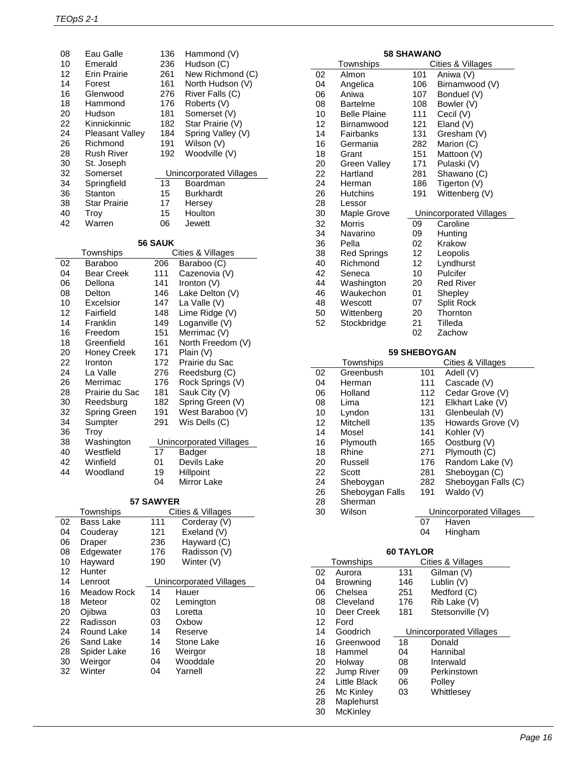| | Townships | | Cities & Villages |
|---|---|---|---|
| 08 | Eau Galle | 136 | Hammond (V) |
| 10 | Emerald | 236 | Hudson (C) |
| 12 | Erin Prairie | 261 | New Richmond (C) |
| 14 | Forest | 161 | North Hudson (V) |
| 16 | Glenwood | 276 | River Falls (C) |
| 18 | Hammond | 176 | Roberts (V) |
| 20 | Hudson | 181 | Somerset (V) |
| 22 | Kinnickinnic | 182 | Star Prairie (V) |
| 24 | Pleasant Valley | 184 | Spring Valley (V) |
| 26 | Richmond | 191 | Wilson (V) |
| 28 | Rush River | 192 | Woodville (V) |
| 30 | St. Joseph | | |
| 32 | Somerset | | Unincorporated Villages |
| 34 | Springfield | 13 | Boardman |
| 36 | Stanton | 15 | Burkhardt |
| 38 | Star Prairie | 17 | Hersey |
| 40 | Troy | 15 | Houlton |
| 42 | Warren | 06 | Jewett |

### 56 SAUK

| | Townships | | Cities & Villages |
|---|---|---|---|
| 02 | Baraboo | 206 | Baraboo (C) |
| 04 | Bear Creek | 111 | Cazenovia (V) |
| 06 | Dellona | 141 | Ironton (V) |
| 08 | Delton | 146 | Lake Delton (V) |
| 10 | Excelsior | 147 | La Valle (V) |
| 12 | Fairfield | 148 | Lime Ridge (V) |
| 14 | Franklin | 149 | Loganville (V) |
| 16 | Freedom | 151 | Merrimac (V) |
| 18 | Greenfield | 161 | North Freedom (V) |
| 20 | Honey Creek | 171 | Plain (V) |
| 22 | Ironton | 172 | Prairie du Sac |
| 24 | La Valle | 276 | Reedsburg (C) |
| 26 | Merrimac | 176 | Rock Springs (V) |
| 28 | Prairie du Sac | 181 | Sauk City (V) |
| 30 | Reedsburg | 182 | Spring Green (V) |
| 32 | Spring Green | 191 | West Baraboo (V) |
| 34 | Sumpter | 291 | Wis Dells (C) |
| 36 | Troy | | |
| 38 | Washington | | Unincorporated Villages |
| 40 | Westfield | 17 | Badger |
| 42 | Winfield | 01 | Devils Lake |
| 44 | Woodland | 19 | Hillpoint |
| | | 04 | Mirror Lake |

### 57 SAWYER

| | Townships | | Cities & Villages |
|---|---|---|---|
| 02 | Bass Lake | 111 | Corderay (V) |
| 04 | Couderay | 121 | Exeland (V) |
| 06 | Draper | 236 | Hayward (C) |
| 08 | Edgewater | 176 | Radisson (V) |
| 10 | Hayward | 190 | Winter (V) |
| 12 | Hunter | | |
| 14 | Lenroot | | Unincorporated Villages |
| 16 | Meadow Rock | 14 | Hauer |
| 18 | Meteor | 02 | Lemington |
| 20 | Ojibwa | 03 | Loretta |
| 22 | Radisson | 03 | Oxbow |
| 24 | Round Lake | 14 | Reserve |
| 26 | Sand Lake | 14 | Stone Lake |
| 28 | Spider Lake | 16 | Weirgor |
| 30 | Weirgor | 04 | Wooddale |
| 32 | Winter | 04 | Yarnell |

### 58 SHAWANO

| | Townships | | Cities & Villages |
|---|---|---|---|
| 02 | Almon | 101 | Aniwa (V) |
| 04 | Angelica | 106 | Birnamwood (V) |
| 06 | Aniwa | 107 | Bonduel (V) |
| 08 | Bartelme | 108 | Bowler (V) |
| 10 | Belle Plaine | 111 | Cecil (V) |
| 12 | Birnamwood | 121 | Eland (V) |
| 14 | Fairbanks | 131 | Gresham (V) |
| 16 | Germania | 282 | Marion (C) |
| 18 | Grant | 151 | Mattoon (V) |
| 20 | Green Valley | 171 | Pulaski (V) |
| 22 | Hartland | 281 | Shawano (C) |
| 24 | Herman | 186 | Tigerton (V) |
| 26 | Hutchins | 191 | Wittenberg (V) |
| 28 | Lessor | | |
| 30 | Maple Grove | | Unincorporated Villages |
| 32 | Morris | 09 | Caroline |
| 34 | Navarino | 09 | Hunting |
| 36 | Pella | 02 | Krakow |
| 38 | Red Springs | 12 | Leopolis |
| 40 | Richmond | 12 | Lyndhurst |
| 42 | Seneca | 10 | Pulcifer |
| 44 | Washington | 20 | Red River |
| 46 | Waukechon | 01 | Shepley |
| 48 | Wescott | 07 | Split Rock |
| 50 | Wittenberg | 20 | Thornton |
| 52 | Stockbridge | 21 | Tilleda |
| | | 02 | Zachow |

### 59 SHEBOYGAN

| | Townships | | Cities & Villages |
|---|---|---|---|
| 02 | Greenbush | 101 | Adell (V) |
| 04 | Herman | 111 | Cascade (V) |
| 06 | Holland | 112 | Cedar Grove (V) |
| 08 | Lima | 121 | Elkhart Lake (V) |
| 10 | Lyndon | 131 | Glenbeulah (V) |
| 12 | Mitchell | 135 | Howards Grove (V) |
| 14 | Mosel | 141 | Kohler (V) |
| 16 | Plymouth | 165 | Oostburg (V) |
| 18 | Rhine | 271 | Plymouth (C) |
| 20 | Russell | 176 | Random Lake (V) |
| 22 | Scott | 281 | Sheboygan (C) |
| 24 | Sheboygan | 282 | Sheboygan Falls (C) |
| 26 | Sheboygan Falls | 191 | Waldo (V) |
| 28 | Sherman | | |
| 30 | Wilson | | Unincorporated Villages |
| | | 07 | Haven |
| | | 04 | Hingham |

### 60 TAYLOR

| | Townships | | Cities & Villages |
|---|---|---|---|
| 02 | Aurora | 131 | Gilman (V) |
| 04 | Browning | 146 | Lublin (V) |
| 06 | Chelsea | 251 | Medford (C) |
| 08 | Cleveland | 176 | Rib Lake (V) |
| 10 | Deer Creek | 181 | Stetsonville (V) |
| 12 | Ford | | |
| 14 | Goodrich | | Unincorporated Villages |
| 16 | Greenwood | 18 | Donald |
| 18 | Hammel | 04 | Hannibal |
| 20 | Holway | 08 | Interwald |
| 22 | Jump River | 09 | Perkinstown |
| 24 | Little Black | 06 | Polley |
| 26 | Mc Kinley | 03 | Whittlesey |
| 28 | Maplehurst | | |
| 30 | McKinley | | |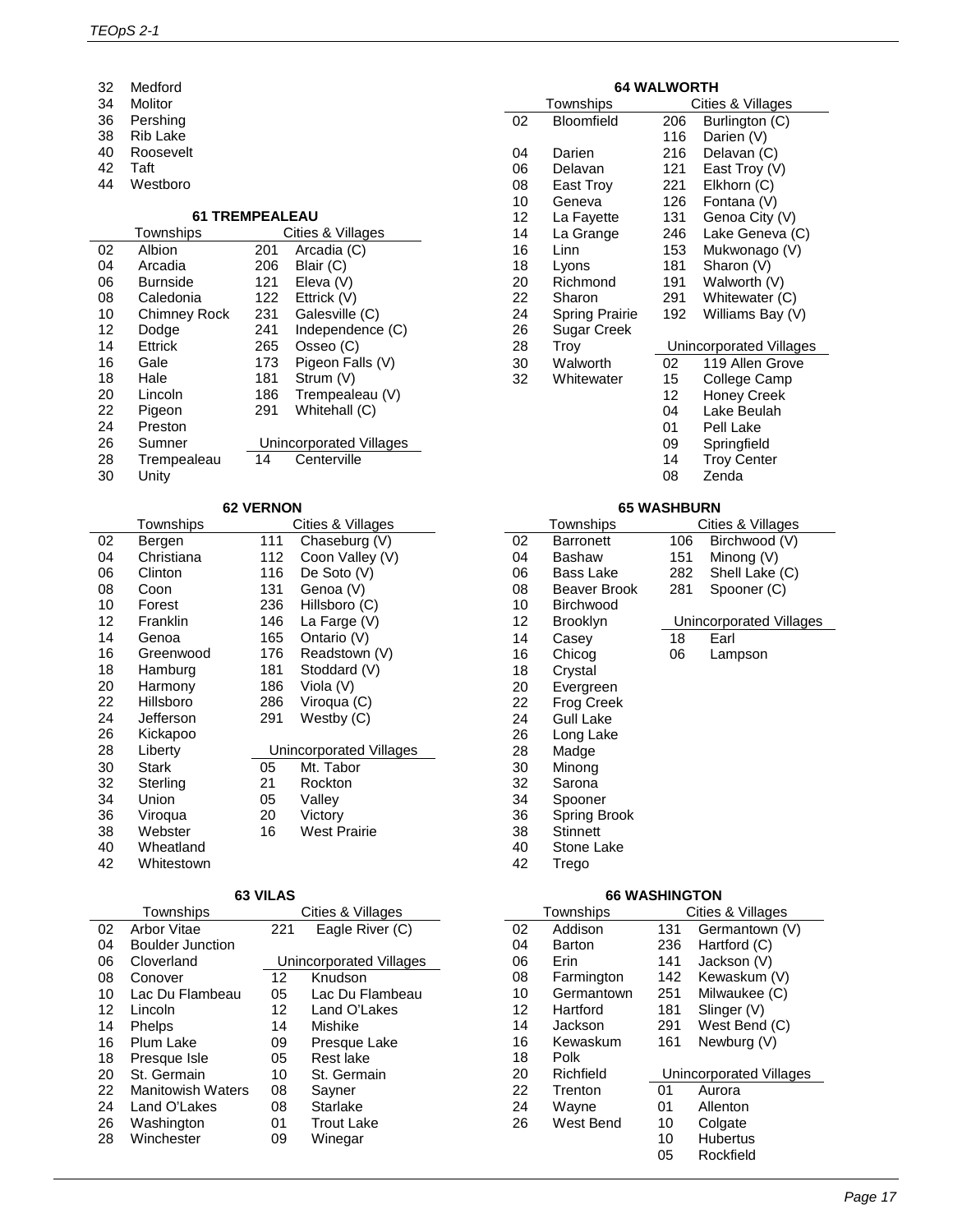| | |
|---|---|
| 32 | Medford |
| 34 | Molitor |
| 36 | Pershing |
| 38 | Rib Lake |
| 40 | Roosevelt |
| 42 | Taft |
| 44 | Westboro |

### 61 TREMPEALEAU

| | Townships | | Cities & Villages |
|---|---|---|---|
| 02 | Albion | 201 | Arcadia (C) |
| 04 | Arcadia | 206 | Blair (C) |
| 06 | Burnside | 121 | Eleva (V) |
| 08 | Caledonia | 122 | Ettrick (V) |
| 10 | Chimney Rock | 231 | Galesville (C) |
| 12 | Dodge | 241 | Independence (C) |
| 14 | Ettrick | 265 | Osseo (C) |
| 16 | Gale | 173 | Pigeon Falls (V) |
| 18 | Hale | 181 | Strum (V) |
| 20 | Lincoln | 186 | Trempealeau (V) |
| 22 | Pigeon | 291 | Whitehall (C) |
| 24 | Preston | | |
| 26 | Sumner | | **Unincorporated Villages** |
| 28 | Trempealeau | 14 | Centerville |
| 30 | Unity | | |

### 62 VERNON

| | Townships | | Cities & Villages |
|---|---|---|---|
| 02 | Bergen | 111 | Chaseburg (V) |
| 04 | Christiana | 112 | Coon Valley (V) |
| 06 | Clinton | 116 | De Soto (V) |
| 08 | Coon | 131 | Genoa (V) |
| 10 | Forest | 236 | Hillsboro (C) |
| 12 | Franklin | 146 | La Farge (V) |
| 14 | Genoa | 165 | Ontario (V) |
| 16 | Greenwood | 176 | Readstown (V) |
| 18 | Hamburg | 181 | Stoddard (V) |
| 20 | Harmony | 186 | Viola (V) |
| 22 | Hillsboro | 286 | Viroqua (C) |
| 24 | Jefferson | 291 | Westby (C) |
| 26 | Kickapoo | | |
| 28 | Liberty | | **Unincorporated Villages** |
| 30 | Stark | 05 | Mt. Tabor |
| 32 | Sterling | 21 | Rockton |
| 34 | Union | 05 | Valley |
| 36 | Viroqua | 20 | Victory |
| 38 | Webster | 16 | West Prairie |
| 40 | Wheatland | | |
| 42 | Whitestown | | |

### 63 VILAS

| | Townships | | Cities & Villages |
|---|---|---|---|
| 02 | Arbor Vitae | 221 | Eagle River (C) |
| 04 | Boulder Junction | | |
| 06 | Cloverland | | **Unincorporated Villages** |
| 08 | Conover | 12 | Knudson |
| 10 | Lac Du Flambeau | 05 | Lac Du Flambeau |
| 12 | Lincoln | 12 | Land O'Lakes |
| 14 | Phelps | 14 | Mishike |
| 16 | Plum Lake | 09 | Presque Lake |
| 18 | Presque Isle | 05 | Rest lake |
| 20 | St. Germain | 10 | St. Germain |
| 22 | Manitowish Waters | 08 | Sayner |
| 24 | Land O'Lakes | 08 | Starlake |
| 26 | Washington | 01 | Trout Lake |
| 28 | Winchester | 09 | Winegar |

### 64 WALWORTH

| | Townships | | Cities & Villages |
|---|---|---|---|
| 02 | Bloomfield | 206 | Burlington (C) |
| | | 116 | Darien (V) |
| 04 | Darien | 216 | Delavan (C) |
| 06 | Delavan | 121 | East Troy (V) |
| 08 | East Troy | 221 | Elkhorn (C) |
| 10 | Geneva | 126 | Fontana (V) |
| 12 | La Fayette | 131 | Genoa City (V) |
| 14 | La Grange | 246 | Lake Geneva (C) |
| 16 | Linn | 153 | Mukwonago (V) |
| 18 | Lyons | 181 | Sharon (V) |
| 20 | Richmond | 191 | Walworth (V) |
| 22 | Sharon | 291 | Whitewater (C) |
| 24 | Spring Prairie | 192 | Williams Bay (V) |
| 26 | Sugar Creek | | |
| 28 | Troy | | **Unincorporated Villages** |
| 30 | Walworth | 02 | 119 Allen Grove |
| 32 | Whitewater | 15 | College Camp |
| | | 12 | Honey Creek |
| | | 04 | Lake Beulah |
| | | 01 | Pell Lake |
| | | 09 | Springfield |
| | | 14 | Troy Center |
| | | 08 | Zenda |

### 65 WASHBURN

| | Townships | | Cities & Villages |
|---|---|---|---|
| 02 | Barronett | 106 | Birchwood (V) |
| 04 | Bashaw | 151 | Minong (V) |
| 06 | Bass Lake | 282 | Shell Lake (C) |
| 08 | Beaver Brook | 281 | Spooner (C) |
| 10 | Birchwood | | |
| 12 | Brooklyn | | **Unincorporated Villages** |
| 14 | Casey | 18 | Earl |
| 16 | Chicog | 06 | Lampson |
| 18 | Crystal | | |
| 20 | Evergreen | | |
| 22 | Frog Creek | | |
| 24 | Gull Lake | | |
| 26 | Long Lake | | |
| 28 | Madge | | |
| 30 | Minong | | |
| 32 | Sarona | | |
| 34 | Spooner | | |
| 36 | Spring Brook | | |
| 38 | Stinnett | | |
| 40 | Stone Lake | | |
| 42 | Trego | | |

### 66 WASHINGTON

| | Townships | | Cities & Villages |
|---|---|---|---|
| 02 | Addison | 131 | Germantown (V) |
| 04 | Barton | 236 | Hartford (C) |
| 06 | Erin | 141 | Jackson (V) |
| 08 | Farmington | 142 | Kewaskum (V) |
| 10 | Germantown | 251 | Milwaukee (C) |
| 12 | Hartford | 181 | Slinger (V) |
| 14 | Jackson | 291 | West Bend (C) |
| 16 | Kewaskum | 161 | Newburg (V) |
| 18 | Polk | | |
| 20 | Richfield | | **Unincorporated Villages** |
| 22 | Trenton | 01 | Aurora |
| 24 | Wayne | 01 | Allenton |
| 26 | West Bend | 10 | Colgate |
| | | 10 | Hubertus |
| | | 05 | Rockfield |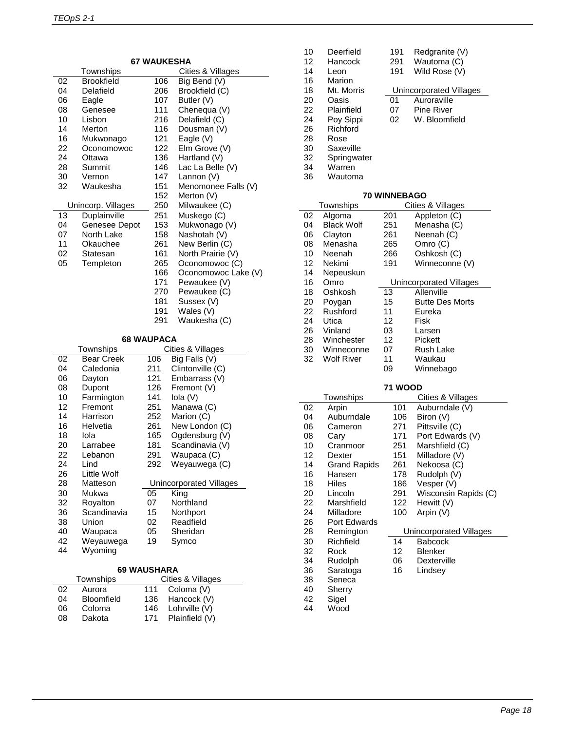### 67 WAUKESHA

| | Townships | | Cities & Villages |
|---|---|---|---|
| 02 | Brookfield | 106 | Big Bend (V) |
| 04 | Delafield | 206 | Brookfield (C) |
| 06 | Eagle | 107 | Butler (V) |
| 08 | Genesee | 111 | Chenequa (V) |
| 10 | Lisbon | 216 | Delafield (C) |
| 14 | Merton | 116 | Dousman (V) |
| 16 | Mukwonago | 121 | Eagle (V) |
| 22 | Oconomowoc | 122 | Elm Grove (V) |
| 24 | Ottawa | 136 | Hartland (V) |
| 28 | Summit | 146 | Lac La Belle (V) |
| 30 | Vernon | 147 | Lannon (V) |
| 32 | Waukesha | 151 | Menomonee Falls (V) |
| | | 152 | Merton (V) |
| | **Unincorp. Villages** | 250 | Milwaukee (C) |
| 13 | Duplainville | 251 | Muskego (C) |
| 04 | Genesee Depot | 153 | Mukwonago (V) |
| 07 | North Lake | 158 | Nashotah (V) |
| 11 | Okauchee | 261 | New Berlin (C) |
| 02 | Statesan | 161 | North Prairie (V) |
| 05 | Templeton | 265 | Oconomowoc (C) |
| | | 166 | Oconomowoc Lake (V) |
| | | 171 | Pewaukee (V) |
| | | 270 | Pewaukee (C) |
| | | 181 | Sussex (V) |
| | | 191 | Wales (V) |
| | | 291 | Waukesha (C) |

### 68 WAUPACA

| | Townships | | Cities & Villages |
|---|---|---|---|
| 02 | Bear Creek | 106 | Big Falls (V) |
| 04 | Caledonia | 211 | Clintonville (C) |
| 06 | Dayton | 121 | Embarrass (V) |
| 08 | Dupont | 126 | Fremont (V) |
| 10 | Farmington | 141 | Iola (V) |
| 12 | Fremont | 251 | Manawa (C) |
| 14 | Harrison | 252 | Marion (C) |
| 16 | Helvetia | 261 | New London (C) |
| 18 | Iola | 165 | Ogdensburg (V) |
| 20 | Larrabee | 181 | Scandinavia (V) |
| 22 | Lebanon | 291 | Waupaca (C) |
| 24 | Lind | 292 | Weyauwega (C) |
| 26 | Little Wolf | | |
| 28 | Matteson | | **Unincorporated Villages** |
| 30 | Mukwa | 05 | King |
| 32 | Royalton | 07 | Northland |
| 36 | Scandinavia | 15 | Northport |
| 38 | Union | 02 | Readfield |
| 40 | Waupaca | 05 | Sheridan |
| 42 | Weyauwega | 19 | Symco |
| 44 | Wyoming | | |

### 69 WAUSHARA

| | Townships | | Cities & Villages |
|---|---|---|---|
| 02 | Aurora | 111 | Coloma (V) |
| 04 | Bloomfield | 136 | Hancock (V) |
| 06 | Coloma | 146 | Lohrville (V) |
| 08 | Dakota | 171 | Plainfield (V) |
| 10 | Deerfield | 191 | Redgranite (V) |
| 12 | Hancock | 291 | Wautoma (C) |
| 14 | Leon | 191 | Wild Rose (V) |
| 16 | Marion | | |
| 18 | Mt. Morris | | **Unincorporated Villages** |
| 20 | Oasis | 01 | Auroraville |
| 22 | Plainfield | 07 | Pine River |
| 24 | Poy Sippi | 02 | W. Bloomfield |
| 26 | Richford | | |
| 28 | Rose | | |
| 30 | Saxeville | | |
| 32 | Springwater | | |
| 34 | Warren | | |
| 36 | Wautoma | | |

### 70 WINNEBAGO

| | Townships | | Cities & Villages |
|---|---|---|---|
| 02 | Algoma | 201 | Appleton (C) |
| 04 | Black Wolf | 251 | Menasha (C) |
| 06 | Clayton | 261 | Neenah (C) |
| 08 | Menasha | 265 | Omro (C) |
| 10 | Neenah | 266 | Oshkosh (C) |
| 12 | Nekimi | 191 | Winneconne (V) |
| 14 | Nepeuskun | | |
| 16 | Omro | | **Unincorporated Villages** |
| 18 | Oshkosh | 13 | Allenville |
| 20 | Poygan | 15 | Butte Des Morts |
| 22 | Rushford | 11 | Eureka |
| 24 | Utica | 12 | Fisk |
| 26 | Vinland | 03 | Larsen |
| 28 | Winchester | 12 | Pickett |
| 30 | Winneconne | 07 | Rush Lake |
| 32 | Wolf River | 11 | Waukau |
| | | 09 | Winnebago |

### 71 WOOD

| | Townships | | Cities & Villages |
|---|---|---|---|
| 02 | Arpin | 101 | Auburndale (V) |
| 04 | Auburndale | 106 | Biron (V) |
| 06 | Cameron | 271 | Pittsville (C) |
| 08 | Cary | 171 | Port Edwards (V) |
| 10 | Cranmoor | 251 | Marshfield (C) |
| 12 | Dexter | 151 | Milladore (V) |
| 14 | Grand Rapids | 261 | Nekoosa (C) |
| 16 | Hansen | 178 | Rudolph (V) |
| 18 | Hiles | 186 | Vesper (V) |
| 20 | Lincoln | 291 | Wisconsin Rapids (C) |
| 22 | Marshfield | 122 | Hewitt (V) |
| 24 | Milladore | 100 | Arpin (V) |
| 26 | Port Edwards | | |
| 28 | Remington | | **Unincorporated Villages** |
| 30 | Richfield | 14 | Babcock |
| 32 | Rock | 12 | Blenker |
| 34 | Rudolph | 06 | Dexterville |
| 36 | Saratoga | 16 | Lindsey |
| 38 | Seneca | | |
| 40 | Sherry | | |
| 42 | Sigel | | |
| 44 | Wood | | |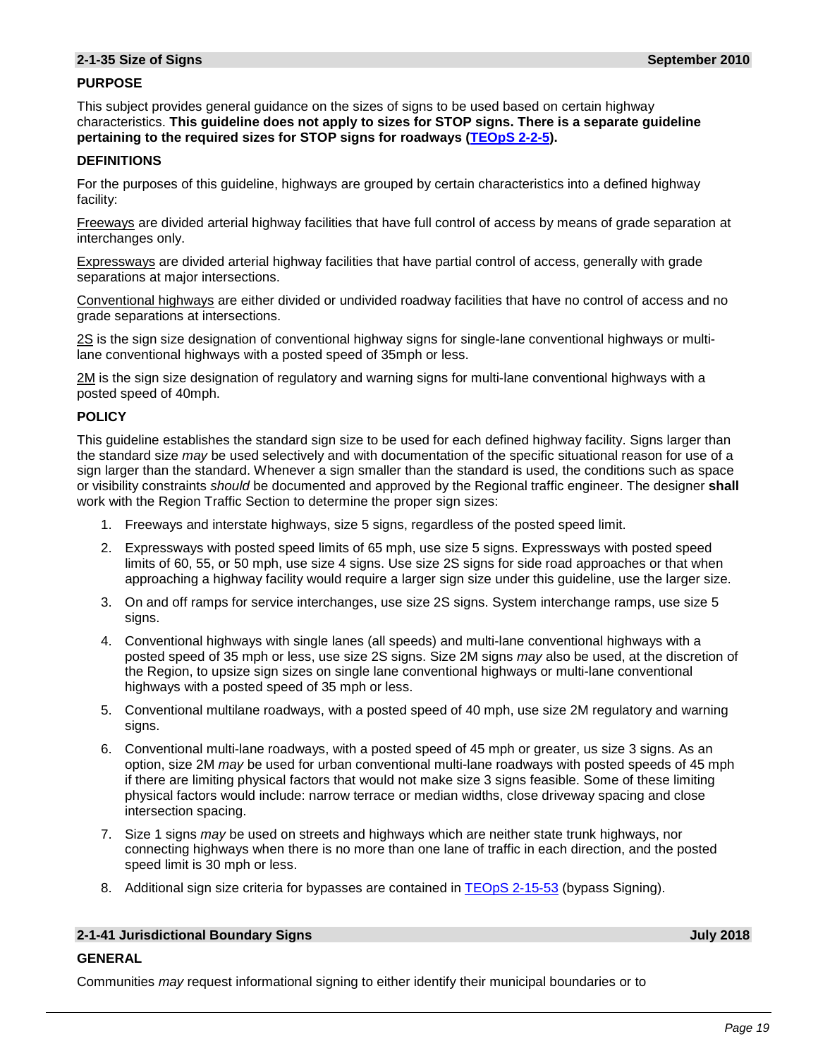## 2-1-35 Size of Signs — September 2010

### PURPOSE

This subject provides general guidance on the sizes of signs to be used based on certain highway characteristics. **This guideline does not apply to sizes for STOP signs. There is a separate guideline pertaining to the required sizes for STOP signs for roadways ([TEOpS 2-2-5](TEOpS 2-2-5)).**

### DEFINITIONS

For the purposes of this guideline, highways are grouped by certain characteristics into a defined highway facility:

Freeways are divided arterial highway facilities that have full control of access by means of grade separation at interchanges only.

Expressways are divided arterial highway facilities that have partial control of access, generally with grade separations at major intersections.

Conventional highways are either divided or undivided roadway facilities that have no control of access and no grade separations at intersections.

2S is the sign size designation of conventional highway signs for single-lane conventional highways or multi-lane conventional highways with a posted speed of 35mph or less.

2M is the sign size designation of regulatory and warning signs for multi-lane conventional highways with a posted speed of 40mph.

### POLICY

This guideline establishes the standard sign size to be used for each defined highway facility. Signs larger than the standard size *may* be used selectively and with documentation of the specific situational reason for use of a sign larger than the standard. Whenever a sign smaller than the standard is used, the conditions such as space or visibility constraints *should* be documented and approved by the Regional traffic engineer. The designer **shall** work with the Region Traffic Section to determine the proper sign sizes:

1. Freeways and interstate highways, size 5 signs, regardless of the posted speed limit.
2. Expressways with posted speed limits of 65 mph, use size 5 signs. Expressways with posted speed limits of 60, 55, or 50 mph, use size 4 signs. Use size 2S signs for side road approaches or that when approaching a highway facility would require a larger sign size under this guideline, use the larger size.
3. On and off ramps for service interchanges, use size 2S signs. System interchange ramps, use size 5 signs.
4. Conventional highways with single lanes (all speeds) and multi-lane conventional highways with a posted speed of 35 mph or less, use size 2S signs. Size 2M signs *may* also be used, at the discretion of the Region, to upsize sign sizes on single lane conventional highways or multi-lane conventional highways with a posted speed of 35 mph or less.
5. Conventional multilane roadways, with a posted speed of 40 mph, use size 2M regulatory and warning signs.
6. Conventional multi-lane roadways, with a posted speed of 45 mph or greater, us size 3 signs. As an option, size 2M *may* be used for urban conventional multi-lane roadways with posted speeds of 45 mph if there are limiting physical factors that would not make size 3 signs feasible. Some of these limiting physical factors would include: narrow terrace or median widths, close driveway spacing and close intersection spacing.
7. Size 1 signs *may* be used on streets and highways which are neither state trunk highways, nor connecting highways when there is no more than one lane of traffic in each direction, and the posted speed limit is 30 mph or less.
8. Additional sign size criteria for bypasses are contained in [TEOpS 2-15-53](TEOpS 2-15-53) (bypass Signing).

## 2-1-41 Jurisdictional Boundary Signs — July 2018

### GENERAL

Communities *may* request informational signing to either identify their municipal boundaries or to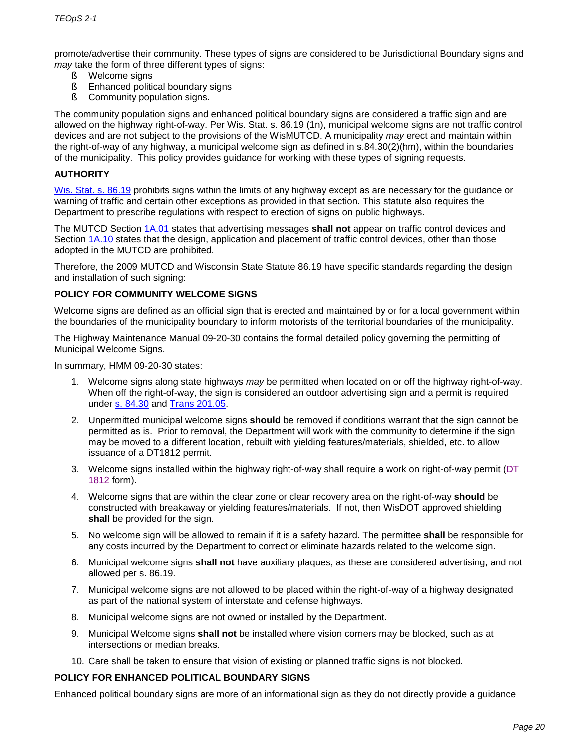promote/advertise their community. These types of signs are considered to be Jurisdictional Boundary signs and *may* take the form of three different types of signs:

- Welcome signs
- Enhanced political boundary signs
- Community population signs.

The community population signs and enhanced political boundary signs are considered a traffic sign and are allowed on the highway right-of-way. Per Wis. Stat. s. 86.19 (1n), municipal welcome signs are not traffic control devices and are not subject to the provisions of the WisMUTCD. A municipality *may* erect and maintain within the right-of-way of any highway, a municipal welcome sign as defined in s.84.30(2)(hm), within the boundaries of the municipality. This policy provides guidance for working with these types of signing requests.

**AUTHORITY**

Wis. Stat. s. 86.19 prohibits signs within the limits of any highway except as are necessary for the guidance or warning of traffic and certain other exceptions as provided in that section. This statute also requires the Department to prescribe regulations with respect to erection of signs on public highways.

The MUTCD Section 1A.01 states that advertising messages **shall not** appear on traffic control devices and Section 1A.10 states that the design, application and placement of traffic control devices, other than those adopted in the MUTCD are prohibited.

Therefore, the 2009 MUTCD and Wisconsin State Statute 86.19 have specific standards regarding the design and installation of such signing:

**POLICY FOR COMMUNITY WELCOME SIGNS**

Welcome signs are defined as an official sign that is erected and maintained by or for a local government within the boundaries of the municipality boundary to inform motorists of the territorial boundaries of the municipality.

The Highway Maintenance Manual 09-20-30 contains the formal detailed policy governing the permitting of Municipal Welcome Signs.

In summary, HMM 09-20-30 states:

1. Welcome signs along state highways *may* be permitted when located on or off the highway right-of-way. When off the right-of-way, the sign is considered an outdoor advertising sign and a permit is required under s. 84.30 and Trans 201.05.
2. Unpermitted municipal welcome signs **should** be removed if conditions warrant that the sign cannot be permitted as is. Prior to removal, the Department will work with the community to determine if the sign may be moved to a different location, rebuilt with yielding features/materials, shielded, etc. to allow issuance of a DT1812 permit.
3. Welcome signs installed within the highway right-of-way shall require a work on right-of-way permit (DT 1812 form).
4. Welcome signs that are within the clear zone or clear recovery area on the right-of-way **should** be constructed with breakaway or yielding features/materials. If not, then WisDOT approved shielding **shall** be provided for the sign.
5. No welcome sign will be allowed to remain if it is a safety hazard. The permittee **shall** be responsible for any costs incurred by the Department to correct or eliminate hazards related to the welcome sign.
6. Municipal welcome signs **shall not** have auxiliary plaques, as these are considered advertising, and not allowed per s. 86.19.
7. Municipal welcome signs are not allowed to be placed within the right-of-way of a highway designated as part of the national system of interstate and defense highways.
8. Municipal welcome signs are not owned or installed by the Department.
9. Municipal Welcome signs **shall not** be installed where vision corners may be blocked, such as at intersections or median breaks.
10. Care shall be taken to ensure that vision of existing or planned traffic signs is not blocked.

**POLICY FOR ENHANCED POLITICAL BOUNDARY SIGNS**

Enhanced political boundary signs are more of an informational sign as they do not directly provide a guidance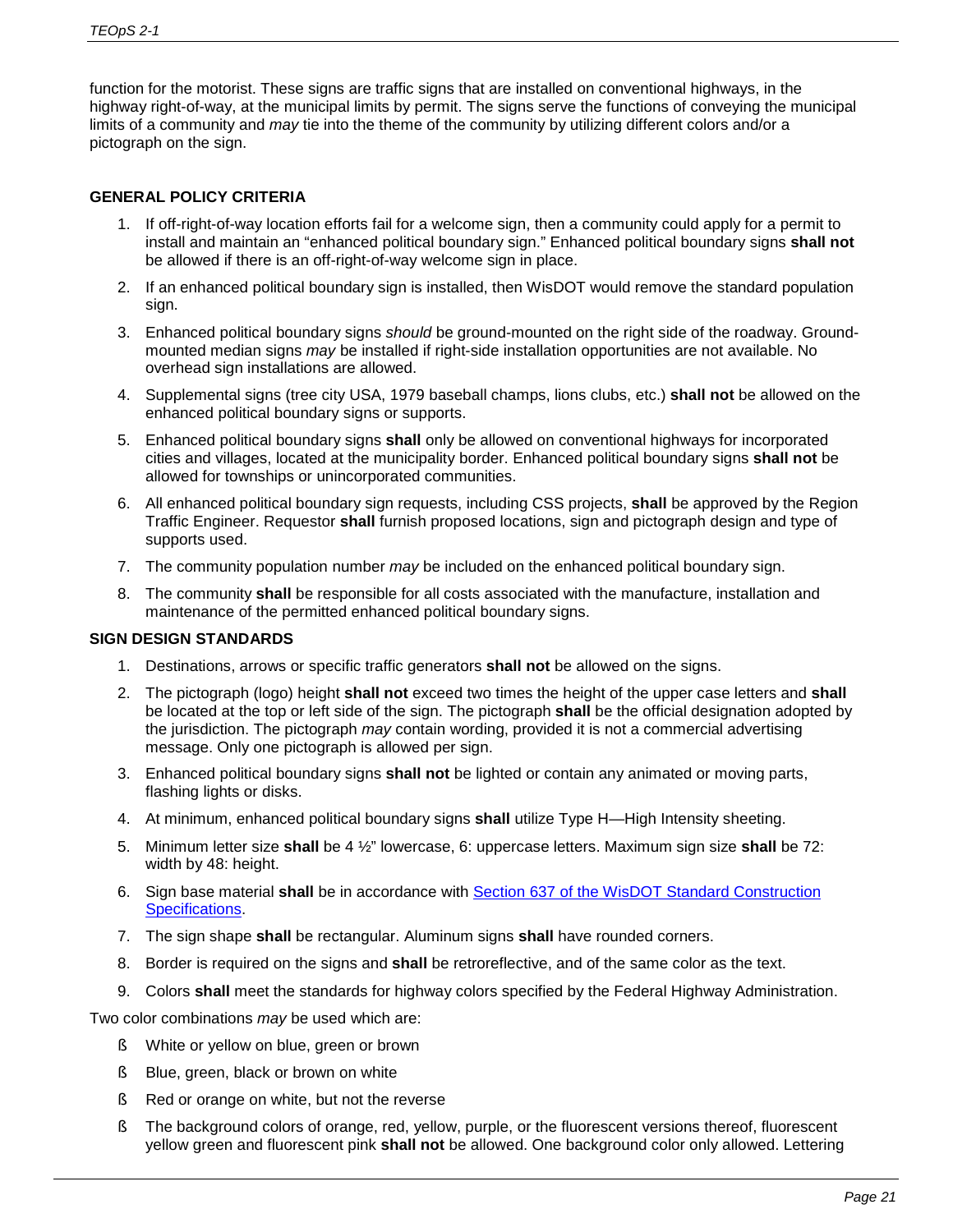function for the motorist. These signs are traffic signs that are installed on conventional highways, in the highway right-of-way, at the municipal limits by permit. The signs serve the functions of conveying the municipal limits of a community and *may* tie into the theme of the community by utilizing different colors and/or a pictograph on the sign.

#### GENERAL POLICY CRITERIA

1. If off-right-of-way location efforts fail for a welcome sign, then a community could apply for a permit to install and maintain an "enhanced political boundary sign." Enhanced political boundary signs **shall not** be allowed if there is an off-right-of-way welcome sign in place.
2. If an enhanced political boundary sign is installed, then WisDOT would remove the standard population sign.
3. Enhanced political boundary signs *should* be ground-mounted on the right side of the roadway. Ground-mounted median signs *may* be installed if right-side installation opportunities are not available. No overhead sign installations are allowed.
4. Supplemental signs (tree city USA, 1979 baseball champs, lions clubs, etc.) **shall not** be allowed on the enhanced political boundary signs or supports.
5. Enhanced political boundary signs **shall** only be allowed on conventional highways for incorporated cities and villages, located at the municipality border. Enhanced political boundary signs **shall not** be allowed for townships or unincorporated communities.
6. All enhanced political boundary sign requests, including CSS projects, **shall** be approved by the Region Traffic Engineer. Requestor **shall** furnish proposed locations, sign and pictograph design and type of supports used.
7. The community population number *may* be included on the enhanced political boundary sign.
8. The community **shall** be responsible for all costs associated with the manufacture, installation and maintenance of the permitted enhanced political boundary signs.

#### SIGN DESIGN STANDARDS

1. Destinations, arrows or specific traffic generators **shall not** be allowed on the signs.
2. The pictograph (logo) height **shall not** exceed two times the height of the upper case letters and **shall** be located at the top or left side of the sign. The pictograph **shall** be the official designation adopted by the jurisdiction. The pictograph *may* contain wording, provided it is not a commercial advertising message. Only one pictograph is allowed per sign.
3. Enhanced political boundary signs **shall not** be lighted or contain any animated or moving parts, flashing lights or disks.
4. At minimum, enhanced political boundary signs **shall** utilize Type H—High Intensity sheeting.
5. Minimum letter size **shall** be 4 ½" lowercase, 6: uppercase letters. Maximum sign size **shall** be 72: width by 48: height.
6. Sign base material **shall** be in accordance with [Section 637 of the WisDOT Standard Construction Specifications]().
7. The sign shape **shall** be rectangular. Aluminum signs **shall** have rounded corners.
8. Border is required on the signs and **shall** be retroreflective, and of the same color as the text.
9. Colors **shall** meet the standards for highway colors specified by the Federal Highway Administration.

Two color combinations *may* be used which are:

- White or yellow on blue, green or brown
- Blue, green, black or brown on white
- Red or orange on white, but not the reverse
- The background colors of orange, red, yellow, purple, or the fluorescent versions thereof, fluorescent yellow green and fluorescent pink **shall not** be allowed. One background color only allowed. Lettering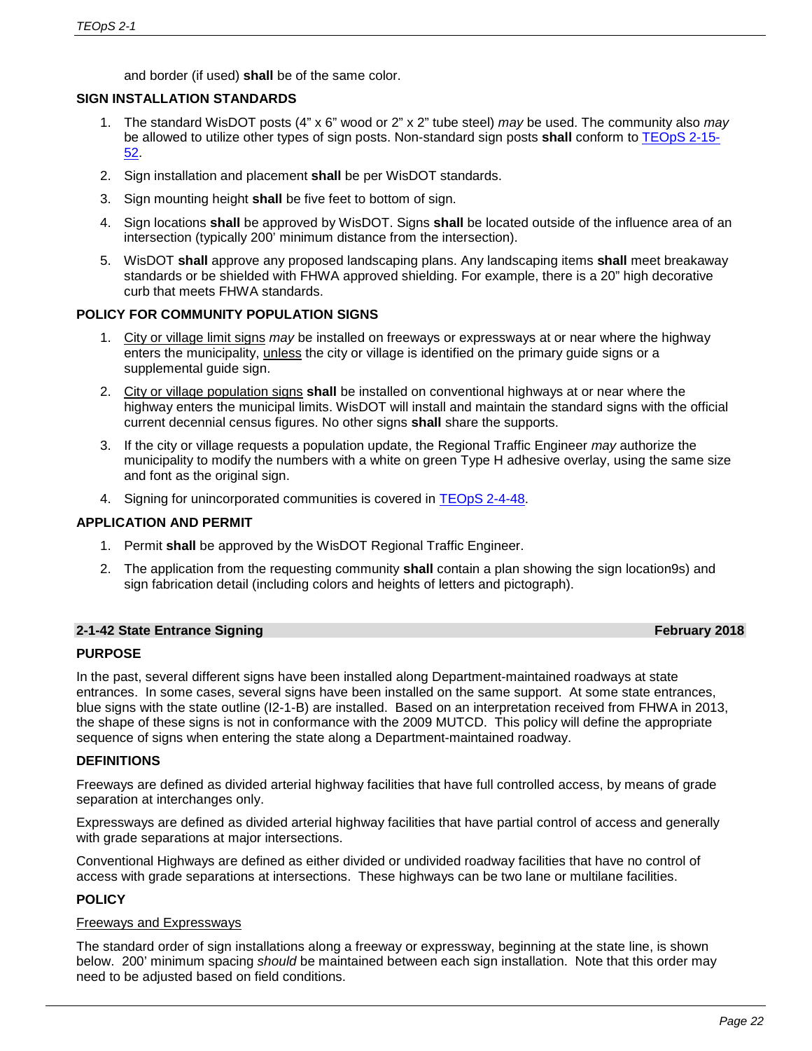and border (if used) **shall** be of the same color.

**SIGN INSTALLATION STANDARDS**

1. The standard WisDOT posts (4" x 6" wood or 2" x 2" tube steel) *may* be used. The community also *may* be allowed to utilize other types of sign posts. Non-standard sign posts **shall** conform to TEOpS 2-15-52.
2. Sign installation and placement **shall** be per WisDOT standards.
3. Sign mounting height **shall** be five feet to bottom of sign.
4. Sign locations **shall** be approved by WisDOT. Signs **shall** be located outside of the influence area of an intersection (typically 200' minimum distance from the intersection).
5. WisDOT **shall** approve any proposed landscaping plans. Any landscaping items **shall** meet breakaway standards or be shielded with FHWA approved shielding. For example, there is a 20" high decorative curb that meets FHWA standards.

**POLICY FOR COMMUNITY POPULATION SIGNS**

1. City or village limit signs *may* be installed on freeways or expressways at or near where the highway enters the municipality, unless the city or village is identified on the primary guide signs or a supplemental guide sign.
2. City or village population signs **shall** be installed on conventional highways at or near where the highway enters the municipal limits. WisDOT will install and maintain the standard signs with the official current decennial census figures. No other signs **shall** share the supports.
3. If the city or village requests a population update, the Regional Traffic Engineer *may* authorize the municipality to modify the numbers with a white on green Type H adhesive overlay, using the same size and font as the original sign.
4. Signing for unincorporated communities is covered in TEOpS 2-4-48.

**APPLICATION AND PERMIT**

1. Permit **shall** be approved by the WisDOT Regional Traffic Engineer.
2. The application from the requesting community **shall** contain a plan showing the sign location9s) and sign fabrication detail (including colors and heights of letters and pictograph).

## 2-1-42 State Entrance Signing — February 2018

**PURPOSE**

In the past, several different signs have been installed along Department-maintained roadways at state entrances. In some cases, several signs have been installed on the same support. At some state entrances, blue signs with the state outline (I2-1-B) are installed. Based on an interpretation received from FHWA in 2013, the shape of these signs is not in conformance with the 2009 MUTCD. This policy will define the appropriate sequence of signs when entering the state along a Department-maintained roadway.

**DEFINITIONS**

Freeways are defined as divided arterial highway facilities that have full controlled access, by means of grade separation at interchanges only.

Expressways are defined as divided arterial highway facilities that have partial control of access and generally with grade separations at major intersections.

Conventional Highways are defined as either divided or undivided roadway facilities that have no control of access with grade separations at intersections. These highways can be two lane or multilane facilities.

**POLICY**

Freeways and Expressways

The standard order of sign installations along a freeway or expressway, beginning at the state line, is shown below. 200' minimum spacing *should* be maintained between each sign installation. Note that this order may need to be adjusted based on field conditions.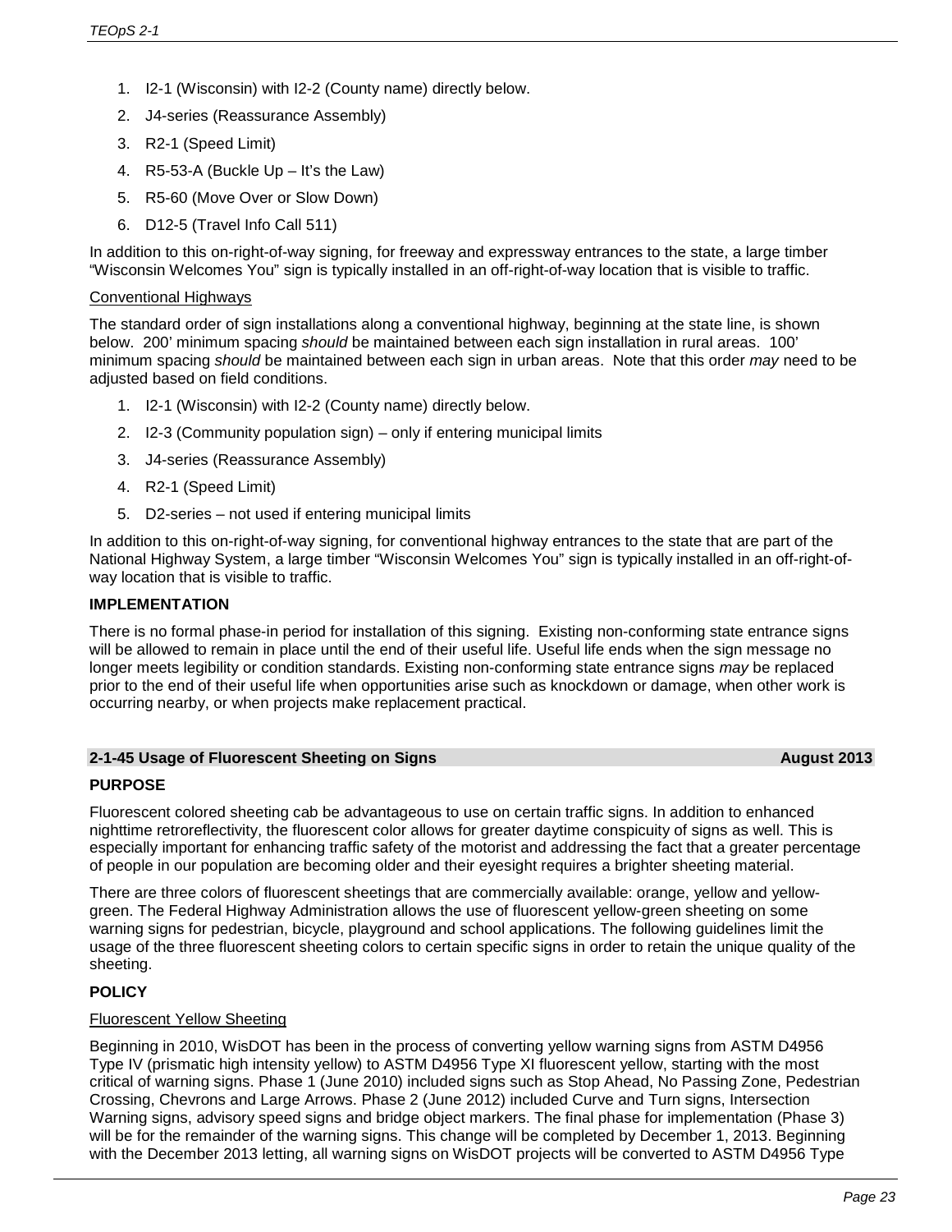1. I2-1 (Wisconsin) with I2-2 (County name) directly below.
2. J4-series (Reassurance Assembly)
3. R2-1 (Speed Limit)
4. R5-53-A (Buckle Up – It's the Law)
5. R5-60 (Move Over or Slow Down)
6. D12-5 (Travel Info Call 511)

In addition to this on-right-of-way signing, for freeway and expressway entrances to the state, a large timber "Wisconsin Welcomes You" sign is typically installed in an off-right-of-way location that is visible to traffic.

Conventional Highways

The standard order of sign installations along a conventional highway, beginning at the state line, is shown below. 200' minimum spacing *should* be maintained between each sign installation in rural areas. 100' minimum spacing *should* be maintained between each sign in urban areas. Note that this order *may* need to be adjusted based on field conditions.

1. I2-1 (Wisconsin) with I2-2 (County name) directly below.
2. I2-3 (Community population sign) – only if entering municipal limits
3. J4-series (Reassurance Assembly)
4. R2-1 (Speed Limit)
5. D2-series – not used if entering municipal limits

In addition to this on-right-of-way signing, for conventional highway entrances to the state that are part of the National Highway System, a large timber "Wisconsin Welcomes You" sign is typically installed in an off-right-of-way location that is visible to traffic.

**IMPLEMENTATION**

There is no formal phase-in period for installation of this signing. Existing non-conforming state entrance signs will be allowed to remain in place until the end of their useful life. Useful life ends when the sign message no longer meets legibility or condition standards. Existing non-conforming state entrance signs *may* be replaced prior to the end of their useful life when opportunities arise such as knockdown or damage, when other work is occurring nearby, or when projects make replacement practical.

## 2-1-45 Usage of Fluorescent Sheeting on Signs — August 2013

**PURPOSE**

Fluorescent colored sheeting cab be advantageous to use on certain traffic signs. In addition to enhanced nighttime retroreflectivity, the fluorescent color allows for greater daytime conspicuity of signs as well. This is especially important for enhancing traffic safety of the motorist and addressing the fact that a greater percentage of people in our population are becoming older and their eyesight requires a brighter sheeting material.

There are three colors of fluorescent sheetings that are commercially available: orange, yellow and yellow-green. The Federal Highway Administration allows the use of fluorescent yellow-green sheeting on some warning signs for pedestrian, bicycle, playground and school applications. The following guidelines limit the usage of the three fluorescent sheeting colors to certain specific signs in order to retain the unique quality of the sheeting.

**POLICY**

Fluorescent Yellow Sheeting

Beginning in 2010, WisDOT has been in the process of converting yellow warning signs from ASTM D4956 Type IV (prismatic high intensity yellow) to ASTM D4956 Type XI fluorescent yellow, starting with the most critical of warning signs. Phase 1 (June 2010) included signs such as Stop Ahead, No Passing Zone, Pedestrian Crossing, Chevrons and Large Arrows. Phase 2 (June 2012) included Curve and Turn signs, Intersection Warning signs, advisory speed signs and bridge object markers. The final phase for implementation (Phase 3) will be for the remainder of the warning signs. This change will be completed by December 1, 2013. Beginning with the December 2013 letting, all warning signs on WisDOT projects will be converted to ASTM D4956 Type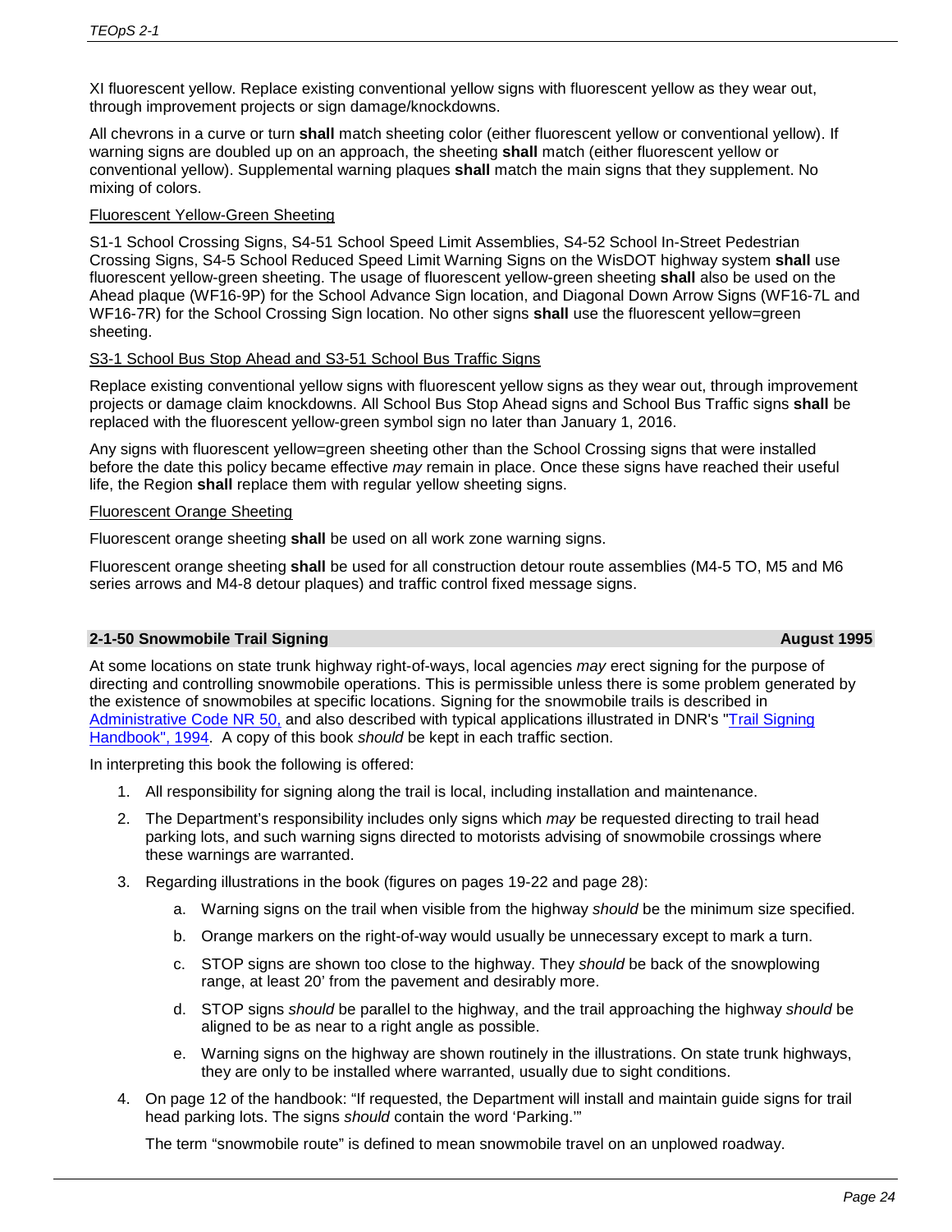XI fluorescent yellow. Replace existing conventional yellow signs with fluorescent yellow as they wear out, through improvement projects or sign damage/knockdowns.

All chevrons in a curve or turn **shall** match sheeting color (either fluorescent yellow or conventional yellow). If warning signs are doubled up on an approach, the sheeting **shall** match (either fluorescent yellow or conventional yellow). Supplemental warning plaques **shall** match the main signs that they supplement. No mixing of colors.

<u>Fluorescent Yellow-Green Sheeting</u>

S1-1 School Crossing Signs, S4-51 School Speed Limit Assemblies, S4-52 School In-Street Pedestrian Crossing Signs, S4-5 School Reduced Speed Limit Warning Signs on the WisDOT highway system **shall** use fluorescent yellow-green sheeting. The usage of fluorescent yellow-green sheeting **shall** also be used on the Ahead plaque (WF16-9P) for the School Advance Sign location, and Diagonal Down Arrow Signs (WF16-7L and WF16-7R) for the School Crossing Sign location. No other signs **shall** use the fluorescent yellow=green sheeting.

<u>S3-1 School Bus Stop Ahead and S3-51 School Bus Traffic Signs</u>

Replace existing conventional yellow signs with fluorescent yellow signs as they wear out, through improvement projects or damage claim knockdowns. All School Bus Stop Ahead signs and School Bus Traffic signs **shall** be replaced with the fluorescent yellow-green symbol sign no later than January 1, 2016.

Any signs with fluorescent yellow=green sheeting other than the School Crossing signs that were installed before the date this policy became effective *may* remain in place. Once these signs have reached their useful life, the Region **shall** replace them with regular yellow sheeting signs.

<u>Fluorescent Orange Sheeting</u>

Fluorescent orange sheeting **shall** be used on all work zone warning signs.

Fluorescent orange sheeting **shall** be used for all construction detour route assemblies (M4-5 TO, M5 and M6 series arrows and M4-8 detour plaques) and traffic control fixed message signs.

## 2-1-50 Snowmobile Trail Signing — August 1995

At some locations on state trunk highway right-of-ways, local agencies *may* erect signing for the purpose of directing and controlling snowmobile operations. This is permissible unless there is some problem generated by the existence of snowmobiles at specific locations. Signing for the snowmobile trails is described in Administrative Code NR 50, and also described with typical applications illustrated in DNR's "Trail Signing Handbook", 1994. A copy of this book *should* be kept in each traffic section.

In interpreting this book the following is offered:

1. All responsibility for signing along the trail is local, including installation and maintenance.
2. The Department's responsibility includes only signs which *may* be requested directing to trail head parking lots, and such warning signs directed to motorists advising of snowmobile crossings where these warnings are warranted.
3. Regarding illustrations in the book (figures on pages 19-22 and page 28):
    a. Warning signs on the trail when visible from the highway *should* be the minimum size specified.
    b. Orange markers on the right-of-way would usually be unnecessary except to mark a turn.
    c. STOP signs are shown too close to the highway. They *should* be back of the snowplowing range, at least 20' from the pavement and desirably more.
    d. STOP signs *should* be parallel to the highway, and the trail approaching the highway *should* be aligned to be as near to a right angle as possible.
    e. Warning signs on the highway are shown routinely in the illustrations. On state trunk highways, they are only to be installed where warranted, usually due to sight conditions.
4. On page 12 of the handbook: "If requested, the Department will install and maintain guide signs for trail head parking lots. The signs *should* contain the word 'Parking.'"

   The term "snowmobile route" is defined to mean snowmobile travel on an unplowed roadway.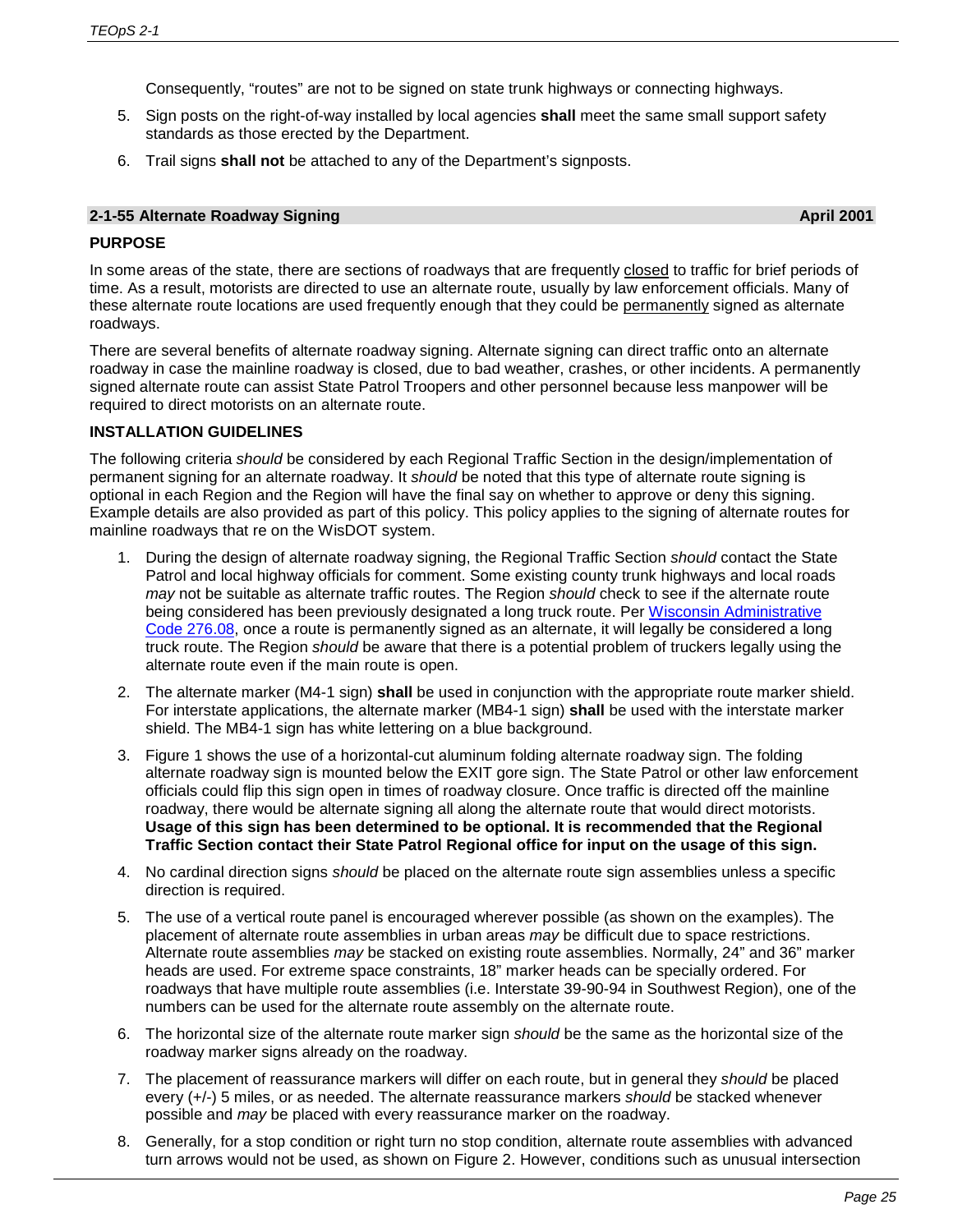Consequently, "routes" are not to be signed on state trunk highways or connecting highways.

5. Sign posts on the right-of-way installed by local agencies **shall** meet the same small support safety standards as those erected by the Department.
6. Trail signs **shall not** be attached to any of the Department's signposts.

## 2-1-55 Alternate Roadway Signing — April 2001

### PURPOSE

In some areas of the state, there are sections of roadways that are frequently closed to traffic for brief periods of time. As a result, motorists are directed to use an alternate route, usually by law enforcement officials. Many of these alternate route locations are used frequently enough that they could be permanently signed as alternate roadways.

There are several benefits of alternate roadway signing. Alternate signing can direct traffic onto an alternate roadway in case the mainline roadway is closed, due to bad weather, crashes, or other incidents. A permanently signed alternate route can assist State Patrol Troopers and other personnel because less manpower will be required to direct motorists on an alternate route.

### INSTALLATION GUIDELINES

The following criteria *should* be considered by each Regional Traffic Section in the design/implementation of permanent signing for an alternate roadway. It *should* be noted that this type of alternate route signing is optional in each Region and the Region will have the final say on whether to approve or deny this signing. Example details are also provided as part of this policy. This policy applies to the signing of alternate routes for mainline roadways that re on the WisDOT system.

1. During the design of alternate roadway signing, the Regional Traffic Section *should* contact the State Patrol and local highway officials for comment. Some existing county trunk highways and local roads *may* not be suitable as alternate traffic routes. The Region *should* check to see if the alternate route being considered has been previously designated a long truck route. Per Wisconsin Administrative Code 276.08, once a route is permanently signed as an alternate, it will legally be considered a long truck route. The Region *should* be aware that there is a potential problem of truckers legally using the alternate route even if the main route is open.
2. The alternate marker (M4-1 sign) **shall** be used in conjunction with the appropriate route marker shield. For interstate applications, the alternate marker (MB4-1 sign) **shall** be used with the interstate marker shield. The MB4-1 sign has white lettering on a blue background.
3. Figure 1 shows the use of a horizontal-cut aluminum folding alternate roadway sign. The folding alternate roadway sign is mounted below the EXIT gore sign. The State Patrol or other law enforcement officials could flip this sign open in times of roadway closure. Once traffic is directed off the mainline roadway, there would be alternate signing all along the alternate route that would direct motorists. **Usage of this sign has been determined to be optional. It is recommended that the Regional Traffic Section contact their State Patrol Regional office for input on the usage of this sign.**
4. No cardinal direction signs *should* be placed on the alternate route sign assemblies unless a specific direction is required.
5. The use of a vertical route panel is encouraged wherever possible (as shown on the examples). The placement of alternate route assemblies in urban areas *may* be difficult due to space restrictions. Alternate route assemblies *may* be stacked on existing route assemblies. Normally, 24" and 36" marker heads are used. For extreme space constraints, 18" marker heads can be specially ordered. For roadways that have multiple route assemblies (i.e. Interstate 39-90-94 in Southwest Region), one of the numbers can be used for the alternate route assembly on the alternate route.
6. The horizontal size of the alternate route marker sign *should* be the same as the horizontal size of the roadway marker signs already on the roadway.
7. The placement of reassurance markers will differ on each route, but in general they *should* be placed every (+/-) 5 miles, or as needed. The alternate reassurance markers *should* be stacked whenever possible and *may* be placed with every reassurance marker on the roadway.
8. Generally, for a stop condition or right turn no stop condition, alternate route assemblies with advanced turn arrows would not be used, as shown on Figure 2. However, conditions such as unusual intersection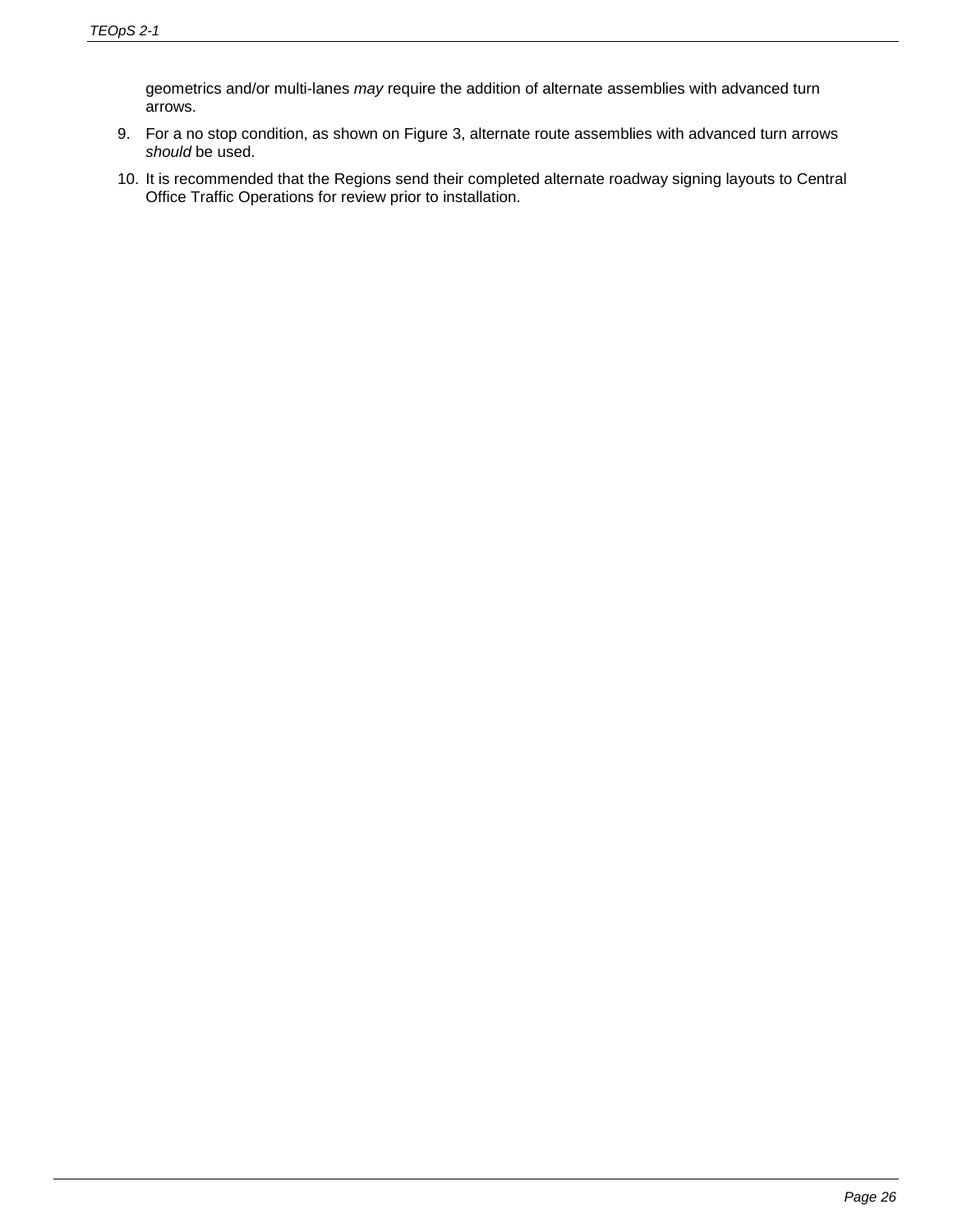geometrics and/or multi-lanes *may* require the addition of alternate assemblies with advanced turn arrows.

9. For a no stop condition, as shown on Figure 3, alternate route assemblies with advanced turn arrows *should* be used.
10. It is recommended that the Regions send their completed alternate roadway signing layouts to Central Office Traffic Operations for review prior to installation.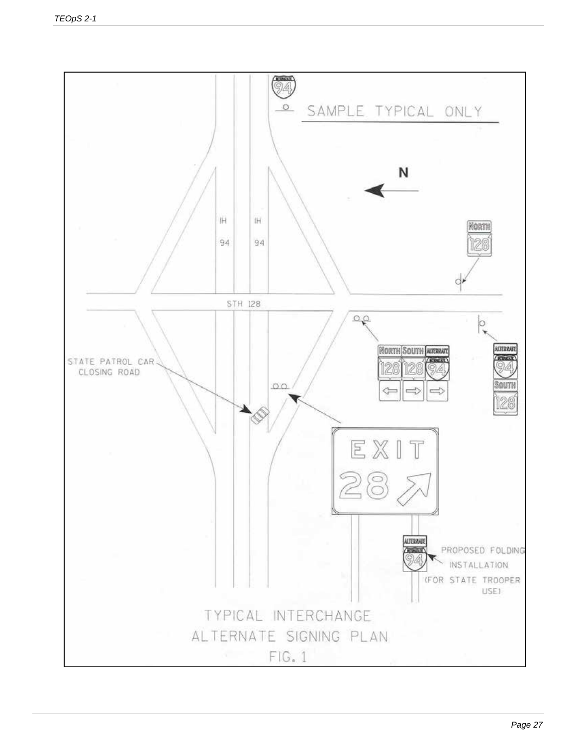SAMPLE TYPICAL ONLY

N

IH 94

IH 94

STH 128

NORTH 128

NORTH 128 ⇦ | SOUTH 128 ⇨ | ALTERNATE INTERSTATE 94 ⇨

ALTERNATE INTERSTATE 94 SOUTH 128

STATE PATROL CAR CLOSING ROAD

EXIT 28 ↗

ALTERNATE INTERSTATE 94

PROPOSED FOLDING INSTALLATION (FOR STATE TROOPER USE)

TYPICAL INTERCHANGE ALTERNATE SIGNING PLAN

FIG. 1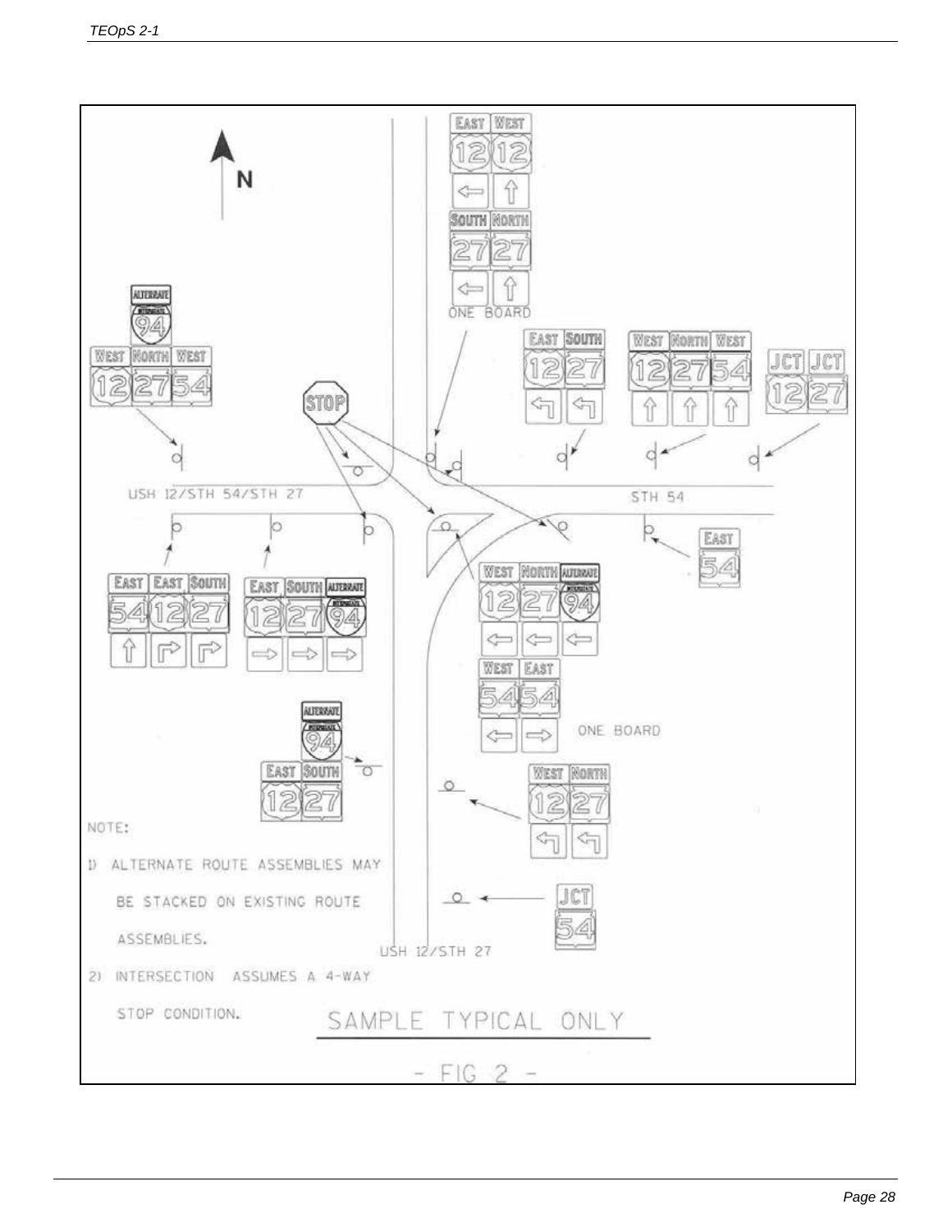N

USH 12/STH 54/STH 27

STH 54

USH 12/STH 27

ONE BOARD

ONE BOARD

NOTE:

1) ALTERNATE ROUTE ASSEMBLIES MAY BE STACKED ON EXISTING ROUTE ASSEMBLIES.

2) INTERSECTION ASSUMES A 4-WAY STOP CONDITION.

SAMPLE TYPICAL ONLY

- FIG 2 -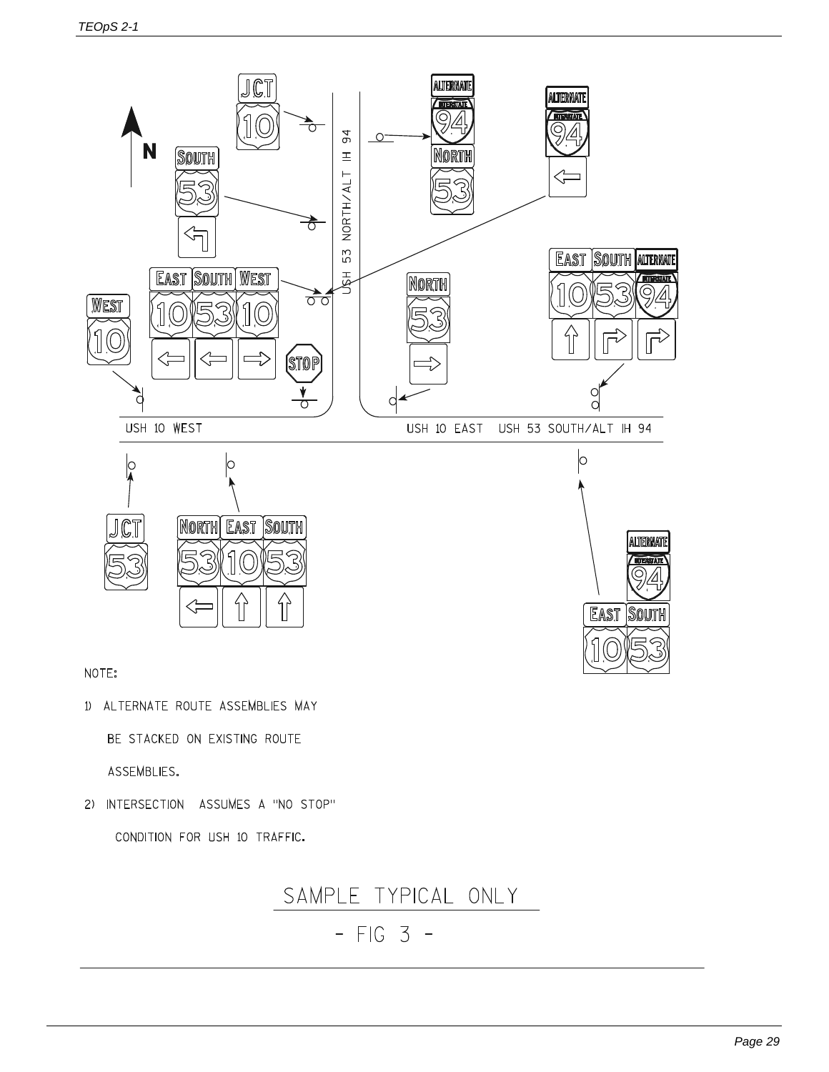USH 53 NORTH/ALT IH 94

USH 10 WEST

USH 10 EAST   USH 53 SOUTH/ALT IH 94

NOTE:

1) ALTERNATE ROUTE ASSEMBLIES MAY BE STACKED ON EXISTING ROUTE ASSEMBLIES.

2) INTERSECTION ASSUMES A "NO STOP" CONDITION FOR USH 10 TRAFFIC.

SAMPLE TYPICAL ONLY

- FIG 3 -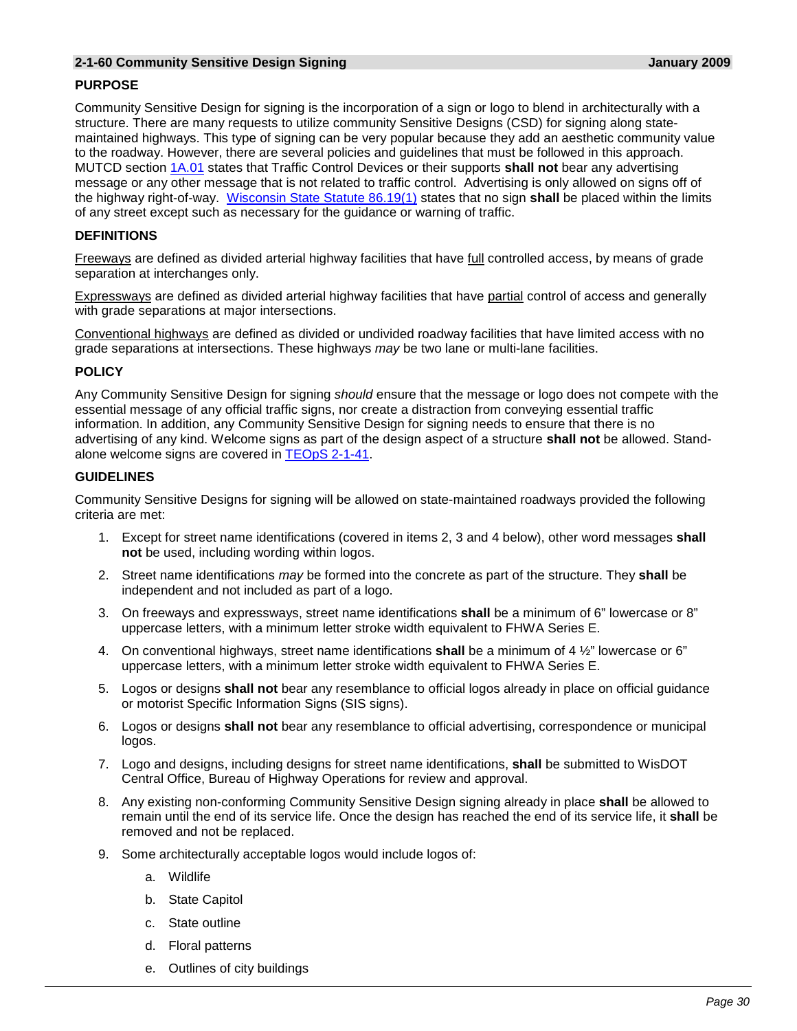## 2-1-60 Community Sensitive Design Signing — January 2009

### PURPOSE

Community Sensitive Design for signing is the incorporation of a sign or logo to blend in architecturally with a structure. There are many requests to utilize community Sensitive Designs (CSD) for signing along state-maintained highways. This type of signing can be very popular because they add an aesthetic community value to the roadway. However, there are several policies and guidelines that must be followed in this approach. MUTCD section 1A.01 states that Traffic Control Devices or their supports **shall not** bear any advertising message or any other message that is not related to traffic control. Advertising is only allowed on signs off of the highway right-of-way. Wisconsin State Statute 86.19(1) states that no sign **shall** be placed within the limits of any street except such as necessary for the guidance or warning of traffic.

### DEFINITIONS

Freeways are defined as divided arterial highway facilities that have full controlled access, by means of grade separation at interchanges only.

Expressways are defined as divided arterial highway facilities that have partial control of access and generally with grade separations at major intersections.

Conventional highways are defined as divided or undivided roadway facilities that have limited access with no grade separations at intersections. These highways *may* be two lane or multi-lane facilities.

### POLICY

Any Community Sensitive Design for signing *should* ensure that the message or logo does not compete with the essential message of any official traffic signs, nor create a distraction from conveying essential traffic information. In addition, any Community Sensitive Design for signing needs to ensure that there is no advertising of any kind. Welcome signs as part of the design aspect of a structure **shall not** be allowed. Stand-alone welcome signs are covered in TEOpS 2-1-41.

### GUIDELINES

Community Sensitive Designs for signing will be allowed on state-maintained roadways provided the following criteria are met:

1. Except for street name identifications (covered in items 2, 3 and 4 below), other word messages **shall not** be used, including wording within logos.
2. Street name identifications *may* be formed into the concrete as part of the structure. They **shall** be independent and not included as part of a logo.
3. On freeways and expressways, street name identifications **shall** be a minimum of 6" lowercase or 8" uppercase letters, with a minimum letter stroke width equivalent to FHWA Series E.
4. On conventional highways, street name identifications **shall** be a minimum of 4 ½" lowercase or 6" uppercase letters, with a minimum letter stroke width equivalent to FHWA Series E.
5. Logos or designs **shall not** bear any resemblance to official logos already in place on official guidance or motorist Specific Information Signs (SIS signs).
6. Logos or designs **shall not** bear any resemblance to official advertising, correspondence or municipal logos.
7. Logo and designs, including designs for street name identifications, **shall** be submitted to WisDOT Central Office, Bureau of Highway Operations for review and approval.
8. Any existing non-conforming Community Sensitive Design signing already in place **shall** be allowed to remain until the end of its service life. Once the design has reached the end of its service life, it **shall** be removed and not be replaced.
9. Some architecturally acceptable logos would include logos of:
   a. Wildlife
   b. State Capitol
   c. State outline
   d. Floral patterns
   e. Outlines of city buildings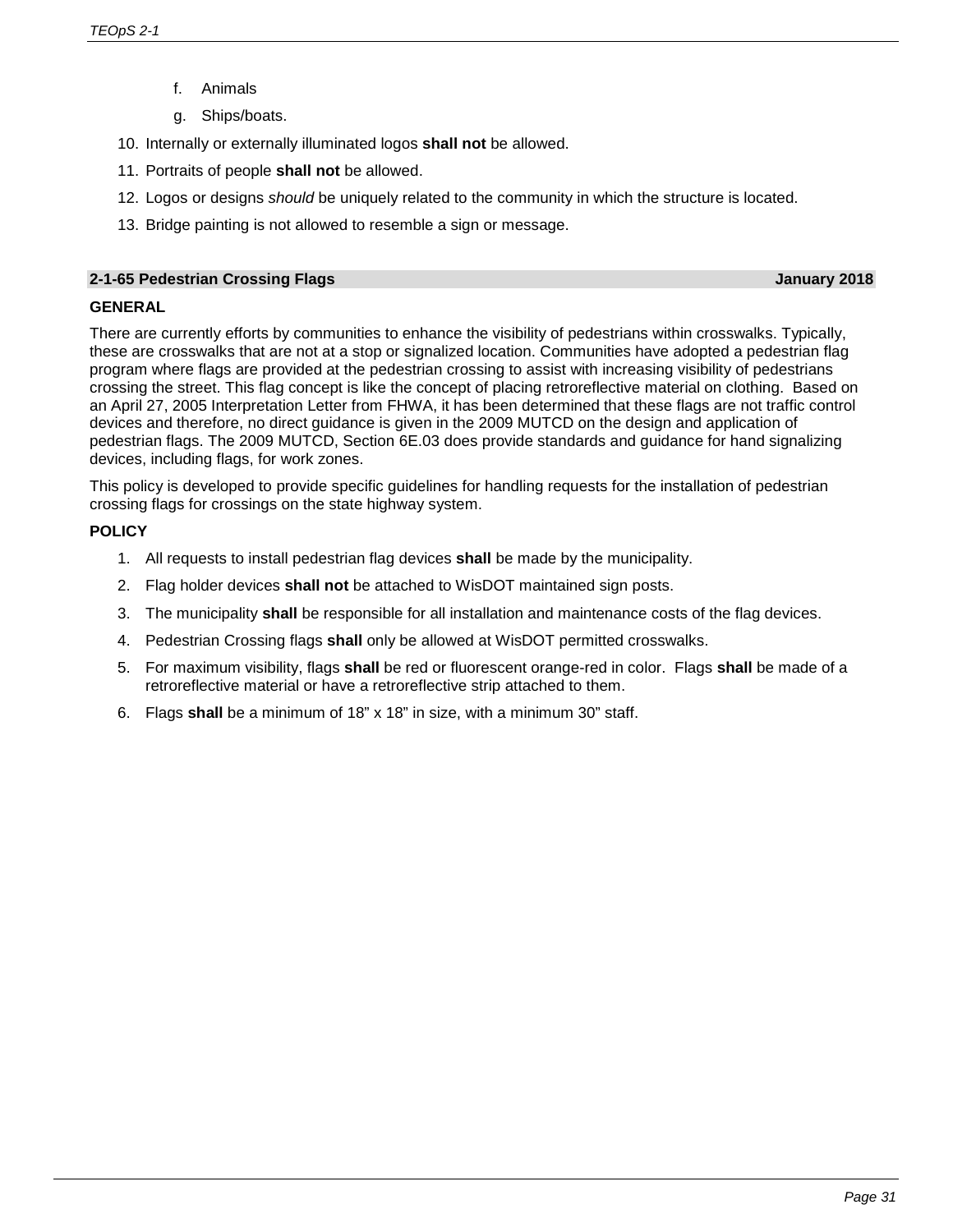f. Animals

   g. Ships/boats.

10. Internally or externally illuminated logos **shall not** be allowed.
11. Portraits of people **shall not** be allowed.
12. Logos or designs *should* be uniquely related to the community in which the structure is located.
13. Bridge painting is not allowed to resemble a sign or message.

## 2-1-65 Pedestrian Crossing Flags — January 2018

**GENERAL**

There are currently efforts by communities to enhance the visibility of pedestrians within crosswalks. Typically, these are crosswalks that are not at a stop or signalized location. Communities have adopted a pedestrian flag program where flags are provided at the pedestrian crossing to assist with increasing visibility of pedestrians crossing the street. This flag concept is like the concept of placing retroreflective material on clothing. Based on an April 27, 2005 Interpretation Letter from FHWA, it has been determined that these flags are not traffic control devices and therefore, no direct guidance is given in the 2009 MUTCD on the design and application of pedestrian flags. The 2009 MUTCD, Section 6E.03 does provide standards and guidance for hand signalizing devices, including flags, for work zones.

This policy is developed to provide specific guidelines for handling requests for the installation of pedestrian crossing flags for crossings on the state highway system.

**POLICY**

1. All requests to install pedestrian flag devices **shall** be made by the municipality.
2. Flag holder devices **shall not** be attached to WisDOT maintained sign posts.
3. The municipality **shall** be responsible for all installation and maintenance costs of the flag devices.
4. Pedestrian Crossing flags **shall** only be allowed at WisDOT permitted crosswalks.
5. For maximum visibility, flags **shall** be red or fluorescent orange-red in color. Flags **shall** be made of a retroreflective material or have a retroreflective strip attached to them.
6. Flags **shall** be a minimum of 18” x 18” in size, with a minimum 30” staff.